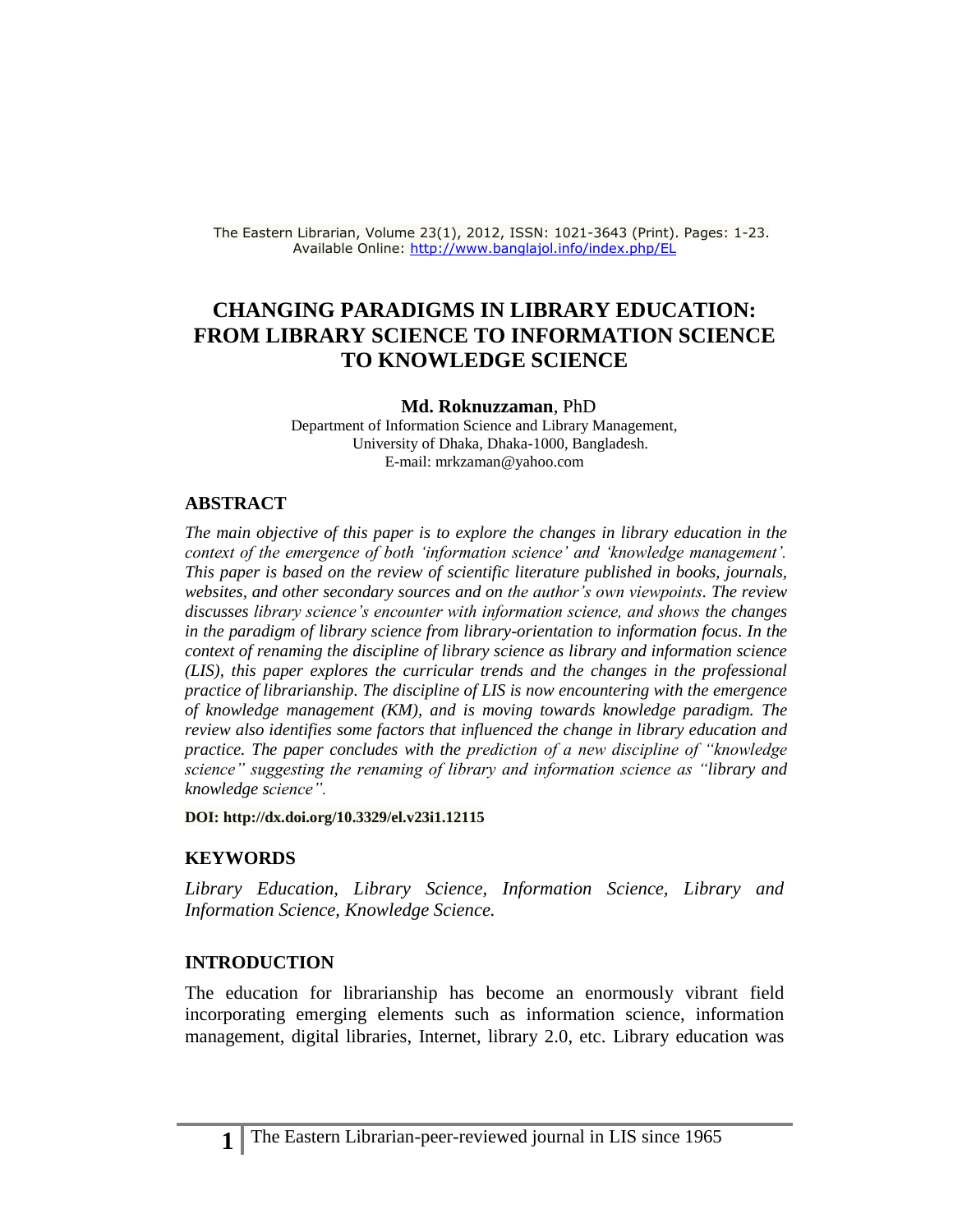The Eastern Librarian, Volume 23(1), 2012, ISSN: 1021-3643 (Print). Pages: 1-23.
Available Online: http://www.banglajol.info/index.php/EL

# CHANGING PARADIGMS IN LIBRARY EDUCATION: FROM LIBRARY SCIENCE TO INFORMATION SCIENCE TO KNOWLEDGE SCIENCE

**Md. Roknuzzaman**, PhD
Department of Information Science and Library Management,
University of Dhaka, Dhaka-1000, Bangladesh.
E-mail: mrkzaman@yahoo.com

## ABSTRACT

*The main objective of this paper is to explore the changes in library education in the context of the emergence of both 'information science' and 'knowledge management'. This paper is based on the review of scientific literature published in books, journals, websites, and other secondary sources and on the author's own viewpoints. The review discusses library science's encounter with information science, and shows the changes in the paradigm of library science from library-orientation to information focus. In the context of renaming the discipline of library science as library and information science (LIS), this paper explores the curricular trends and the changes in the professional practice of librarianship. The discipline of LIS is now encountering with the emergence of knowledge management (KM), and is moving towards knowledge paradigm. The review also identifies some factors that influenced the change in library education and practice. The paper concludes with the prediction of a new discipline of "knowledge science" suggesting the renaming of library and information science as "library and knowledge science".*

**DOI: http://dx.doi.org/10.3329/el.v23i1.12115**

## KEYWORDS

*Library Education, Library Science, Information Science, Library and Information Science, Knowledge Science.*

## INTRODUCTION

The education for librarianship has become an enormously vibrant field incorporating emerging elements such as information science, information management, digital libraries, Internet, library 2.0, etc. Library education was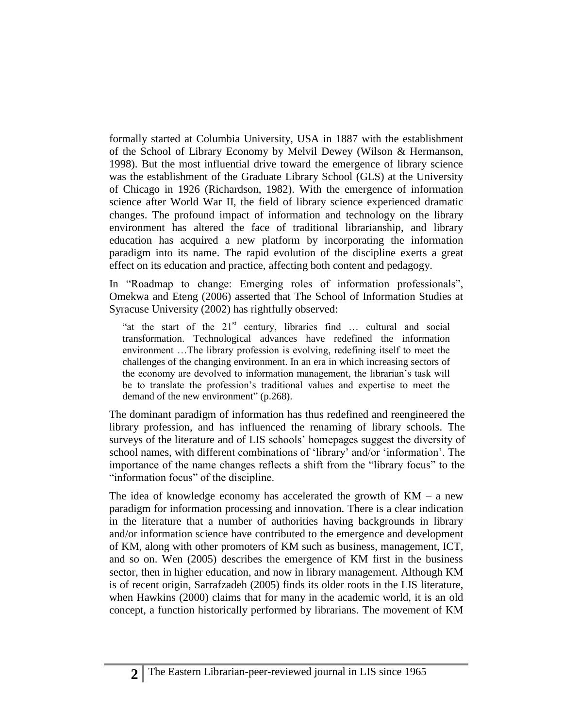formally started at Columbia University, USA in 1887 with the establishment of the School of Library Economy by Melvil Dewey (Wilson & Hermanson, 1998). But the most influential drive toward the emergence of library science was the establishment of the Graduate Library School (GLS) at the University of Chicago in 1926 (Richardson, 1982). With the emergence of information science after World War II, the field of library science experienced dramatic changes. The profound impact of information and technology on the library environment has altered the face of traditional librarianship, and library education has acquired a new platform by incorporating the information paradigm into its name. The rapid evolution of the discipline exerts a great effect on its education and practice, affecting both content and pedagogy.

In "Roadmap to change: Emerging roles of information professionals", Omekwa and Eteng (2006) asserted that The School of Information Studies at Syracuse University (2002) has rightfully observed:

> "at the start of the 21st century, libraries find … cultural and social transformation. Technological advances have redefined the information environment …The library profession is evolving, redefining itself to meet the challenges of the changing environment. In an era in which increasing sectors of the economy are devolved to information management, the librarian's task will be to translate the profession's traditional values and expertise to meet the demand of the new environment" (p.268).

The dominant paradigm of information has thus redefined and reengineered the library profession, and has influenced the renaming of library schools. The surveys of the literature and of LIS schools' homepages suggest the diversity of school names, with different combinations of 'library' and/or 'information'. The importance of the name changes reflects a shift from the "library focus" to the "information focus" of the discipline.

The idea of knowledge economy has accelerated the growth of KM – a new paradigm for information processing and innovation. There is a clear indication in the literature that a number of authorities having backgrounds in library and/or information science have contributed to the emergence and development of KM, along with other promoters of KM such as business, management, ICT, and so on. Wen (2005) describes the emergence of KM first in the business sector, then in higher education, and now in library management. Although KM is of recent origin, Sarrafzadeh (2005) finds its older roots in the LIS literature, when Hawkins (2000) claims that for many in the academic world, it is an old concept, a function historically performed by librarians. The movement of KM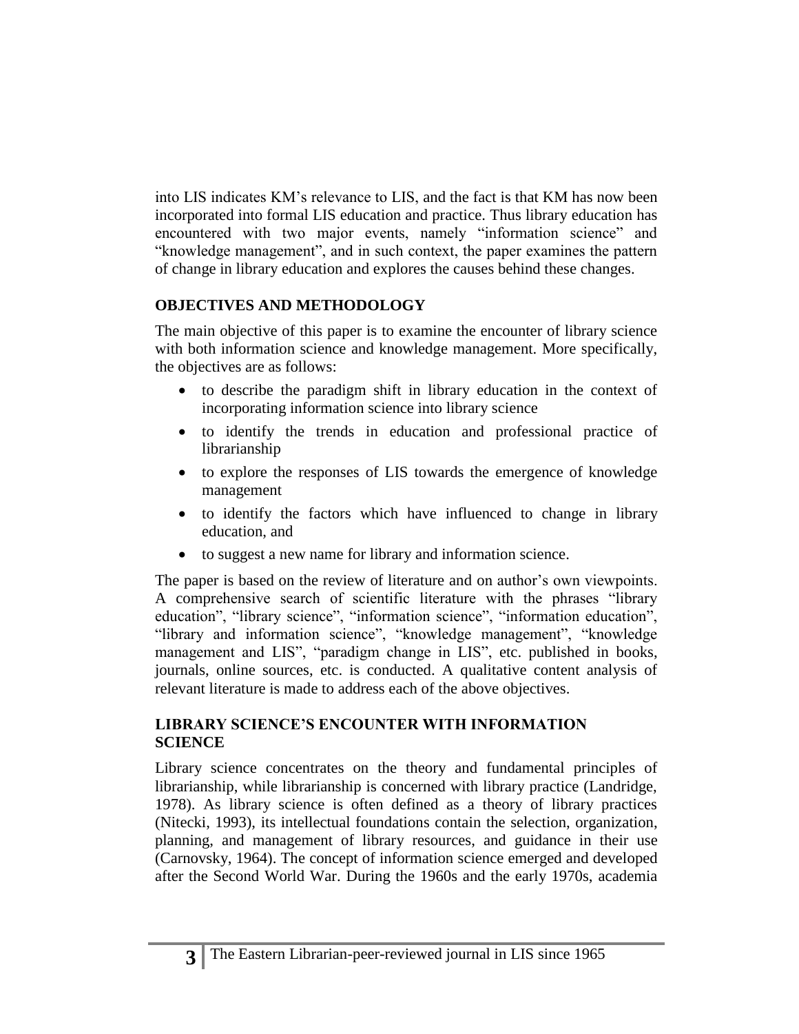into LIS indicates KM's relevance to LIS, and the fact is that KM has now been incorporated into formal LIS education and practice. Thus library education has encountered with two major events, namely "information science" and "knowledge management", and in such context, the paper examines the pattern of change in library education and explores the causes behind these changes.

## OBJECTIVES AND METHODOLOGY

The main objective of this paper is to examine the encounter of library science with both information science and knowledge management. More specifically, the objectives are as follows:

- to describe the paradigm shift in library education in the context of incorporating information science into library science
- to identify the trends in education and professional practice of librarianship
- to explore the responses of LIS towards the emergence of knowledge management
- to identify the factors which have influenced to change in library education, and
- to suggest a new name for library and information science.

The paper is based on the review of literature and on author's own viewpoints. A comprehensive search of scientific literature with the phrases "library education", "library science", "information science", "information education", "library and information science", "knowledge management", "knowledge management and LIS", "paradigm change in LIS", etc. published in books, journals, online sources, etc. is conducted. A qualitative content analysis of relevant literature is made to address each of the above objectives.

## LIBRARY SCIENCE'S ENCOUNTER WITH INFORMATION SCIENCE

Library science concentrates on the theory and fundamental principles of librarianship, while librarianship is concerned with library practice (Landridge, 1978). As library science is often defined as a theory of library practices (Nitecki, 1993), its intellectual foundations contain the selection, organization, planning, and management of library resources, and guidance in their use (Carnovsky, 1964). The concept of information science emerged and developed after the Second World War. During the 1960s and the early 1970s, academia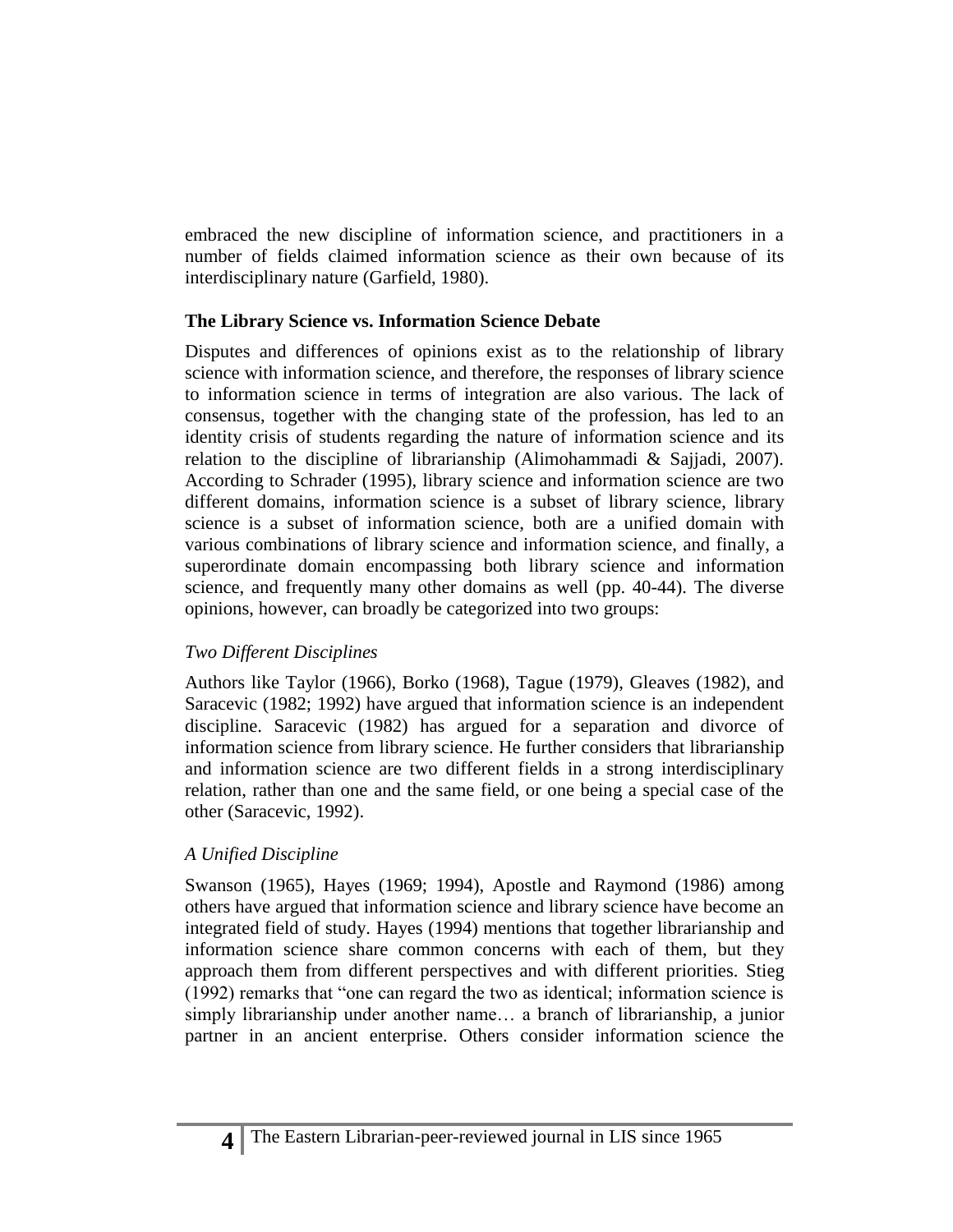embraced the new discipline of information science, and practitioners in a number of fields claimed information science as their own because of its interdisciplinary nature (Garfield, 1980).

### The Library Science vs. Information Science Debate

Disputes and differences of opinions exist as to the relationship of library science with information science, and therefore, the responses of library science to information science in terms of integration are also various. The lack of consensus, together with the changing state of the profession, has led to an identity crisis of students regarding the nature of information science and its relation to the discipline of librarianship (Alimohammadi & Sajjadi, 2007). According to Schrader (1995), library science and information science are two different domains, information science is a subset of library science, library science is a subset of information science, both are a unified domain with various combinations of library science and information science, and finally, a superordinate domain encompassing both library science and information science, and frequently many other domains as well (pp. 40-44). The diverse opinions, however, can broadly be categorized into two groups:

#### *Two Different Disciplines*

Authors like Taylor (1966), Borko (1968), Tague (1979), Gleaves (1982), and Saracevic (1982; 1992) have argued that information science is an independent discipline. Saracevic (1982) has argued for a separation and divorce of information science from library science. He further considers that librarianship and information science are two different fields in a strong interdisciplinary relation, rather than one and the same field, or one being a special case of the other (Saracevic, 1992).

#### *A Unified Discipline*

Swanson (1965), Hayes (1969; 1994), Apostle and Raymond (1986) among others have argued that information science and library science have become an integrated field of study. Hayes (1994) mentions that together librarianship and information science share common concerns with each of them, but they approach them from different perspectives and with different priorities. Stieg (1992) remarks that "one can regard the two as identical; information science is simply librarianship under another name… a branch of librarianship, a junior partner in an ancient enterprise. Others consider information science the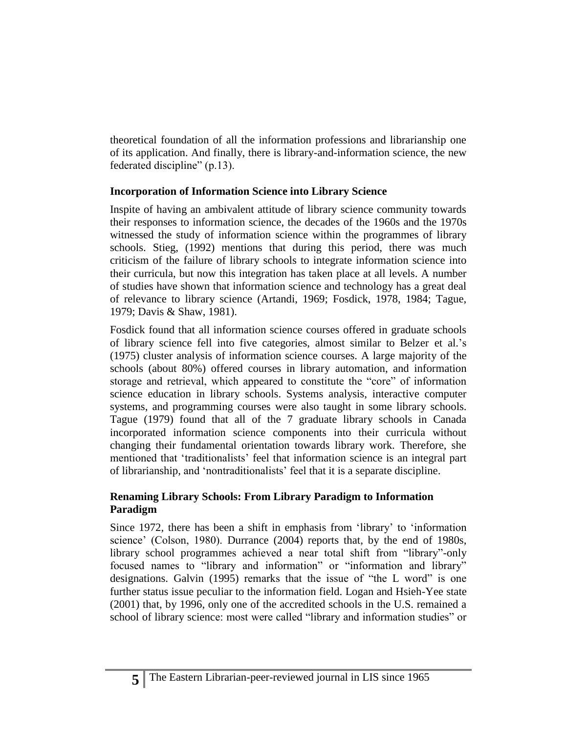theoretical foundation of all the information professions and librarianship one of its application. And finally, there is library-and-information science, the new federated discipline" (p.13).

### Incorporation of Information Science into Library Science

Inspite of having an ambivalent attitude of library science community towards their responses to information science, the decades of the 1960s and the 1970s witnessed the study of information science within the programmes of library schools. Stieg, (1992) mentions that during this period, there was much criticism of the failure of library schools to integrate information science into their curricula, but now this integration has taken place at all levels. A number of studies have shown that information science and technology has a great deal of relevance to library science (Artandi, 1969; Fosdick, 1978, 1984; Tague, 1979; Davis & Shaw, 1981).

Fosdick found that all information science courses offered in graduate schools of library science fell into five categories, almost similar to Belzer et al.'s (1975) cluster analysis of information science courses. A large majority of the schools (about 80%) offered courses in library automation, and information storage and retrieval, which appeared to constitute the "core" of information science education in library schools. Systems analysis, interactive computer systems, and programming courses were also taught in some library schools. Tague (1979) found that all of the 7 graduate library schools in Canada incorporated information science components into their curricula without changing their fundamental orientation towards library work. Therefore, she mentioned that 'traditionalists' feel that information science is an integral part of librarianship, and 'nontraditionalists' feel that it is a separate discipline.

### Renaming Library Schools: From Library Paradigm to Information Paradigm

Since 1972, there has been a shift in emphasis from 'library' to 'information science' (Colson, 1980). Durrance (2004) reports that, by the end of 1980s, library school programmes achieved a near total shift from "library"-only focused names to "library and information" or "information and library" designations. Galvin (1995) remarks that the issue of "the L word" is one further status issue peculiar to the information field. Logan and Hsieh-Yee state (2001) that, by 1996, only one of the accredited schools in the U.S. remained a school of library science: most were called "library and information studies" or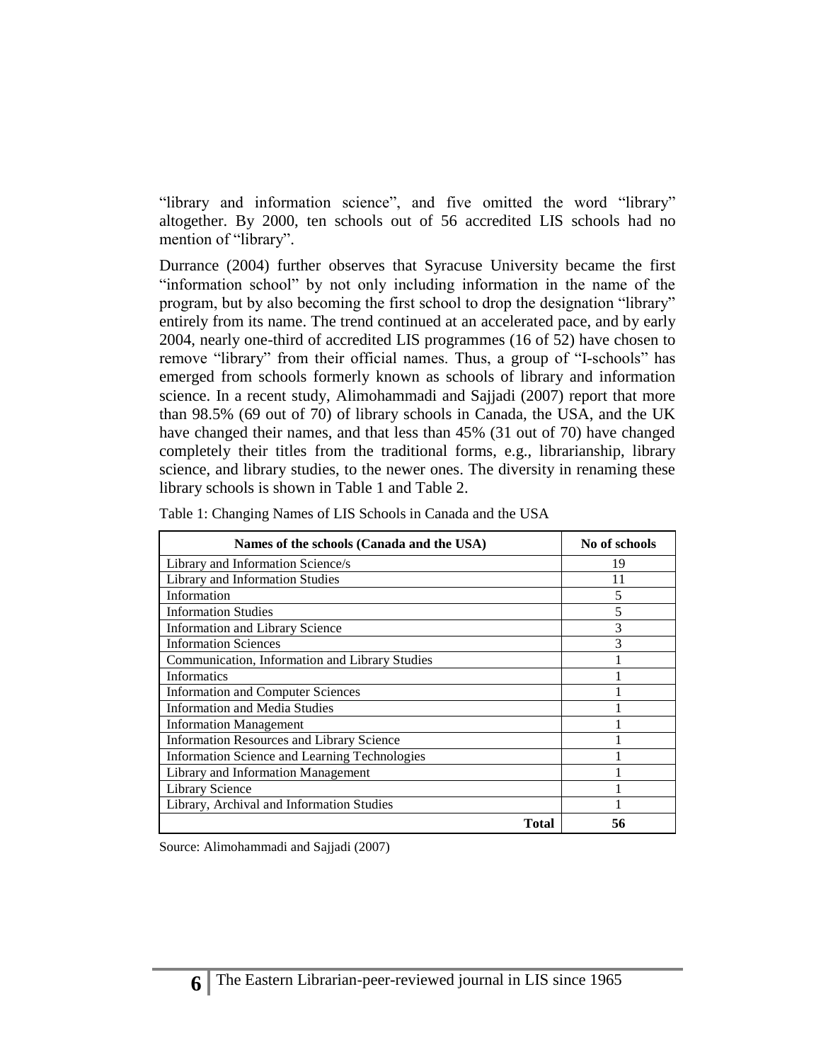"library and information science", and five omitted the word "library" altogether. By 2000, ten schools out of 56 accredited LIS schools had no mention of "library".

Durrance (2004) further observes that Syracuse University became the first "information school" by not only including information in the name of the program, but by also becoming the first school to drop the designation "library" entirely from its name. The trend continued at an accelerated pace, and by early 2004, nearly one-third of accredited LIS programmes (16 of 52) have chosen to remove "library" from their official names. Thus, a group of "I-schools" has emerged from schools formerly known as schools of library and information science. In a recent study, Alimohammadi and Sajjadi (2007) report that more than 98.5% (69 out of 70) of library schools in Canada, the USA, and the UK have changed their names, and that less than 45% (31 out of 70) have changed completely their titles from the traditional forms, e.g., librarianship, library science, and library studies, to the newer ones. The diversity in renaming these library schools is shown in Table 1 and Table 2.

Table 1: Changing Names of LIS Schools in Canada and the USA

| Names of the schools (Canada and the USA) | No of schools |
|---|---|
| Library and Information Science/s | 19 |
| Library and Information Studies | 11 |
| Information | 5 |
| Information Studies | 5 |
| Information and Library Science | 3 |
| Information Sciences | 3 |
| Communication, Information and Library Studies | 1 |
| Informatics | 1 |
| Information and Computer Sciences | 1 |
| Information and Media Studies | 1 |
| Information Management | 1 |
| Information Resources and Library Science | 1 |
| Information Science and Learning Technologies | 1 |
| Library and Information Management | 1 |
| Library Science | 1 |
| Library, Archival and Information Studies | 1 |
| **Total** | **56** |

Source: Alimohammadi and Sajjadi (2007)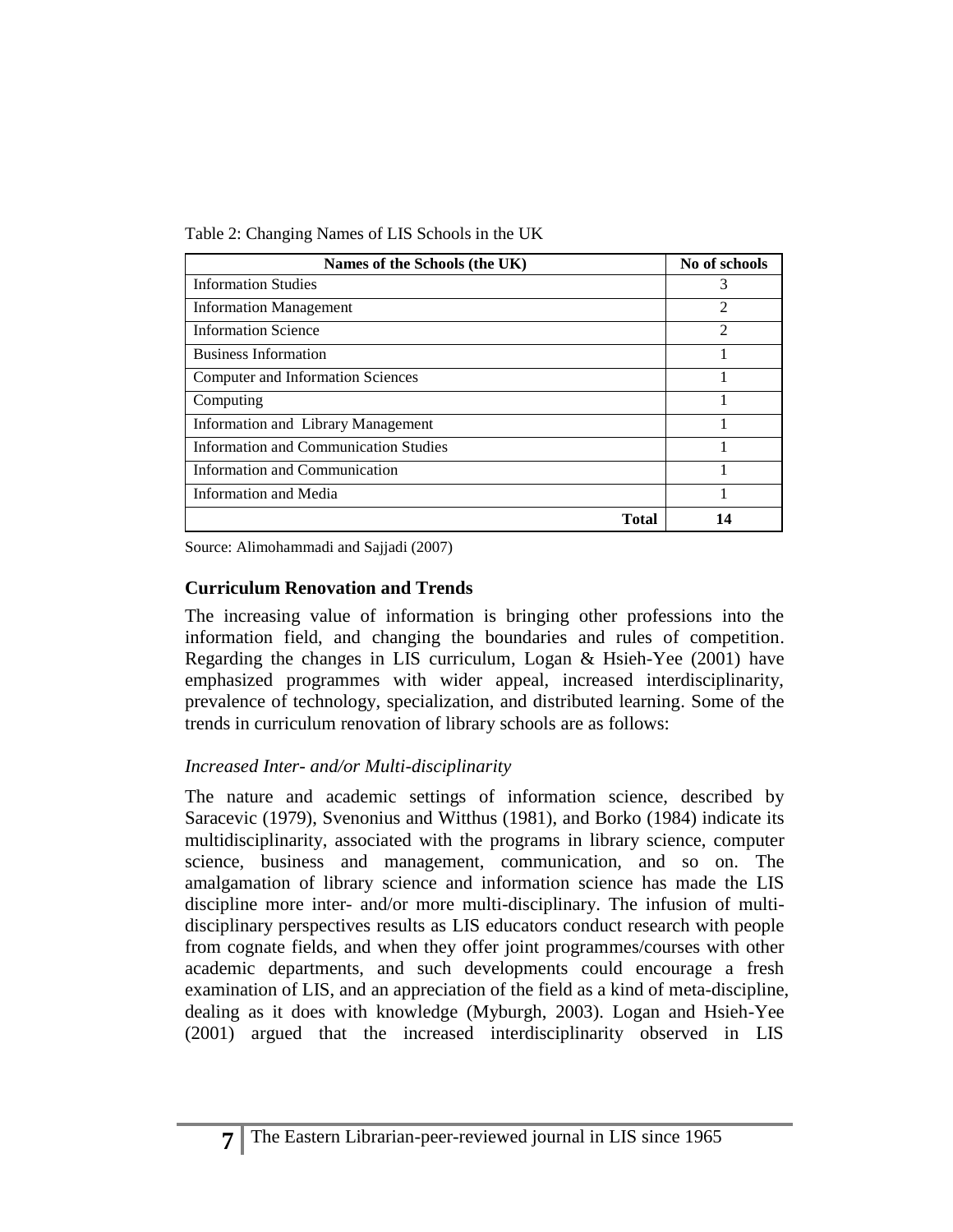Table 2: Changing Names of LIS Schools in the UK

| Names of the Schools (the UK) | No of schools |
|---|---|
| Information Studies | 3 |
| Information Management | 2 |
| Information Science | 2 |
| Business Information | 1 |
| Computer and Information Sciences | 1 |
| Computing | 1 |
| Information and Library Management | 1 |
| Information and Communication Studies | 1 |
| Information and Communication | 1 |
| Information and Media | 1 |
| **Total** | **14** |

Source: Alimohammadi and Sajjadi (2007)

## Curriculum Renovation and Trends

The increasing value of information is bringing other professions into the information field, and changing the boundaries and rules of competition. Regarding the changes in LIS curriculum, Logan & Hsieh-Yee (2001) have emphasized programmes with wider appeal, increased interdisciplinarity, prevalence of technology, specialization, and distributed learning. Some of the trends in curriculum renovation of library schools are as follows:

### *Increased Inter- and/or Multi-disciplinarity*

The nature and academic settings of information science, described by Saracevic (1979), Svenonius and Witthus (1981), and Borko (1984) indicate its multidisciplinarity, associated with the programs in library science, computer science, business and management, communication, and so on. The amalgamation of library science and information science has made the LIS discipline more inter- and/or more multi-disciplinary. The infusion of multi-disciplinary perspectives results as LIS educators conduct research with people from cognate fields, and when they offer joint programmes/courses with other academic departments, and such developments could encourage a fresh examination of LIS, and an appreciation of the field as a kind of meta-discipline, dealing as it does with knowledge (Myburgh, 2003). Logan and Hsieh-Yee (2001) argued that the increased interdisciplinarity observed in LIS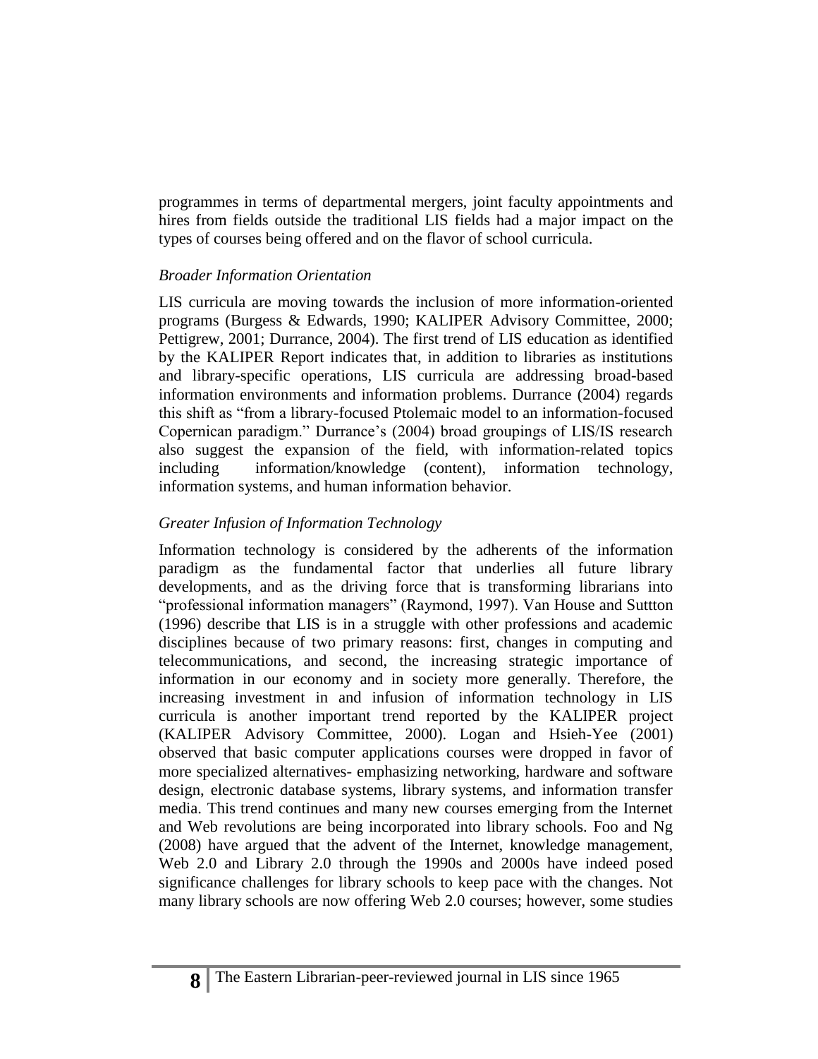programmes in terms of departmental mergers, joint faculty appointments and hires from fields outside the traditional LIS fields had a major impact on the types of courses being offered and on the flavor of school curricula.

### *Broader Information Orientation*

LIS curricula are moving towards the inclusion of more information-oriented programs (Burgess & Edwards, 1990; KALIPER Advisory Committee, 2000; Pettigrew, 2001; Durrance, 2004). The first trend of LIS education as identified by the KALIPER Report indicates that, in addition to libraries as institutions and library-specific operations, LIS curricula are addressing broad-based information environments and information problems. Durrance (2004) regards this shift as "from a library-focused Ptolemaic model to an information-focused Copernican paradigm." Durrance's (2004) broad groupings of LIS/IS research also suggest the expansion of the field, with information-related topics including information/knowledge (content), information technology, information systems, and human information behavior.

### *Greater Infusion of Information Technology*

Information technology is considered by the adherents of the information paradigm as the fundamental factor that underlies all future library developments, and as the driving force that is transforming librarians into "professional information managers" (Raymond, 1997). Van House and Suttton (1996) describe that LIS is in a struggle with other professions and academic disciplines because of two primary reasons: first, changes in computing and telecommunications, and second, the increasing strategic importance of information in our economy and in society more generally. Therefore, the increasing investment in and infusion of information technology in LIS curricula is another important trend reported by the KALIPER project (KALIPER Advisory Committee, 2000). Logan and Hsieh-Yee (2001) observed that basic computer applications courses were dropped in favor of more specialized alternatives- emphasizing networking, hardware and software design, electronic database systems, library systems, and information transfer media. This trend continues and many new courses emerging from the Internet and Web revolutions are being incorporated into library schools. Foo and Ng (2008) have argued that the advent of the Internet, knowledge management, Web 2.0 and Library 2.0 through the 1990s and 2000s have indeed posed significance challenges for library schools to keep pace with the changes. Not many library schools are now offering Web 2.0 courses; however, some studies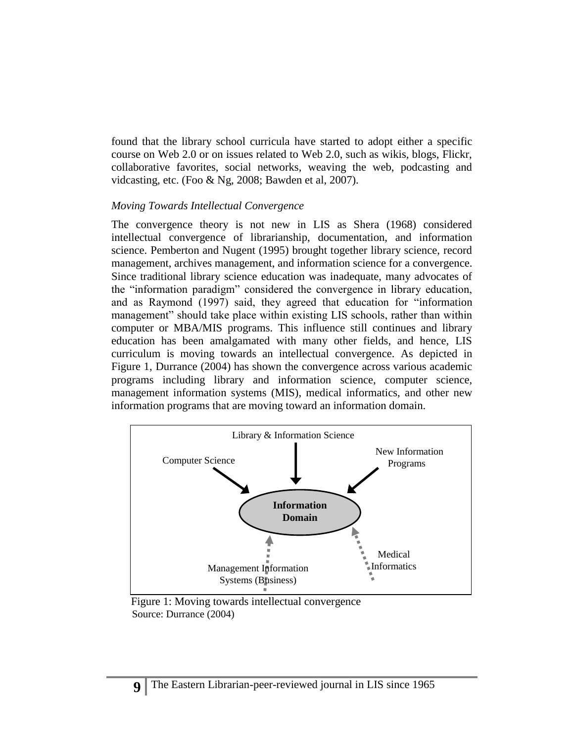found that the library school curricula have started to adopt either a specific course on Web 2.0 or on issues related to Web 2.0, such as wikis, blogs, Flickr, collaborative favorites, social networks, weaving the web, podcasting and vidcasting, etc. (Foo & Ng, 2008; Bawden et al, 2007).

### *Moving Towards Intellectual Convergence*

The convergence theory is not new in LIS as Shera (1968) considered intellectual convergence of librarianship, documentation, and information science. Pemberton and Nugent (1995) brought together library science, record management, archives management, and information science for a convergence. Since traditional library science education was inadequate, many advocates of the "information paradigm" considered the convergence in library education, and as Raymond (1997) said, they agreed that education for "information management" should take place within existing LIS schools, rather than within computer or MBA/MIS programs. This influence still continues and library education has been amalgamated with many other fields, and hence, LIS curriculum is moving towards an intellectual convergence. As depicted in Figure 1, Durrance (2004) has shown the convergence across various academic programs including library and information science, computer science, management information systems (MIS), medical informatics, and other new information programs that are moving toward an information domain.

Library & Information Science

Computer Science

New Information Programs

**Information Domain**

Management Information Systems (Business)

Medical Informatics

Figure 1: Moving towards intellectual convergence
Source: Durrance (2004)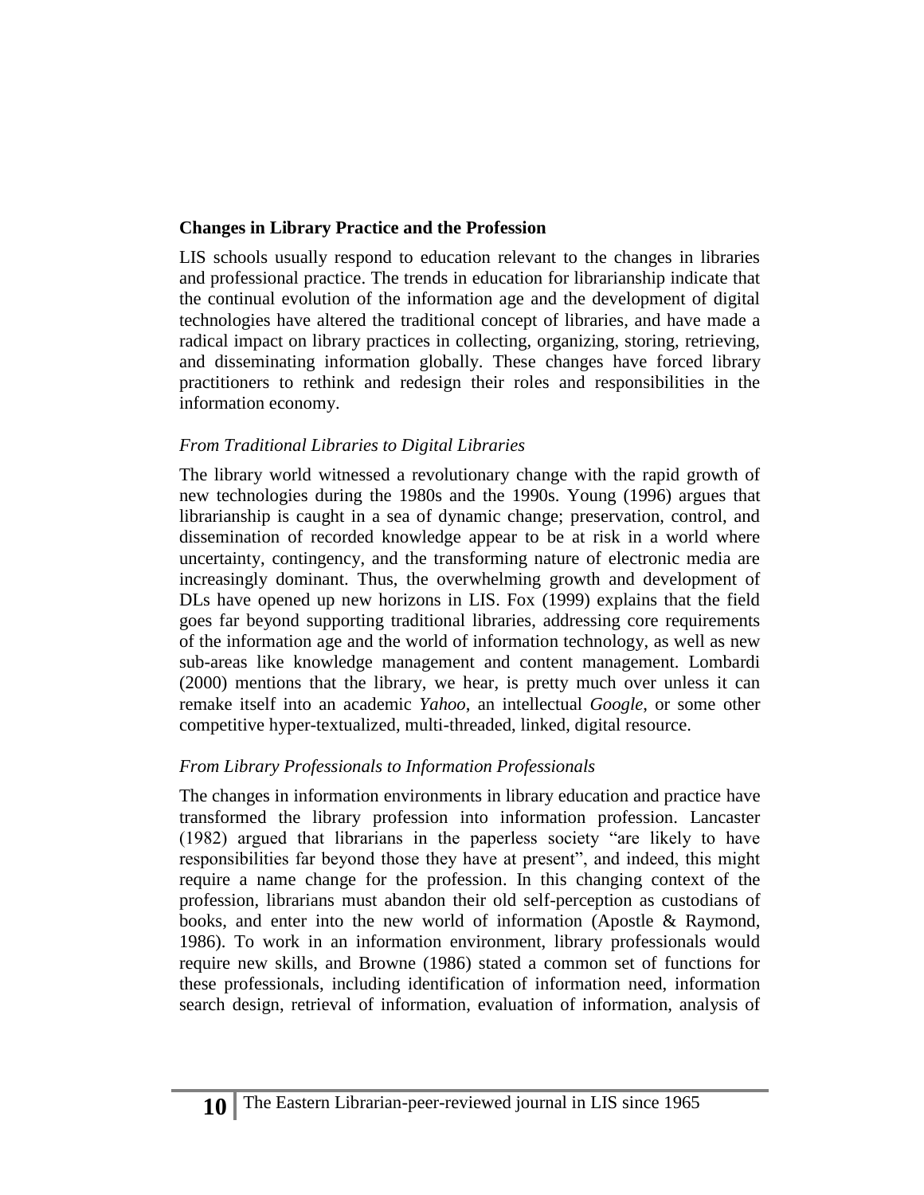## Changes in Library Practice and the Profession

LIS schools usually respond to education relevant to the changes in libraries and professional practice. The trends in education for librarianship indicate that the continual evolution of the information age and the development of digital technologies have altered the traditional concept of libraries, and have made a radical impact on library practices in collecting, organizing, storing, retrieving, and disseminating information globally. These changes have forced library practitioners to rethink and redesign their roles and responsibilities in the information economy.

### *From Traditional Libraries to Digital Libraries*

The library world witnessed a revolutionary change with the rapid growth of new technologies during the 1980s and the 1990s. Young (1996) argues that librarianship is caught in a sea of dynamic change; preservation, control, and dissemination of recorded knowledge appear to be at risk in a world where uncertainty, contingency, and the transforming nature of electronic media are increasingly dominant. Thus, the overwhelming growth and development of DLs have opened up new horizons in LIS. Fox (1999) explains that the field goes far beyond supporting traditional libraries, addressing core requirements of the information age and the world of information technology, as well as new sub-areas like knowledge management and content management. Lombardi (2000) mentions that the library, we hear, is pretty much over unless it can remake itself into an academic *Yahoo*, an intellectual *Google*, or some other competitive hyper-textualized, multi-threaded, linked, digital resource.

### *From Library Professionals to Information Professionals*

The changes in information environments in library education and practice have transformed the library profession into information profession. Lancaster (1982) argued that librarians in the paperless society "are likely to have responsibilities far beyond those they have at present", and indeed, this might require a name change for the profession. In this changing context of the profession, librarians must abandon their old self-perception as custodians of books, and enter into the new world of information (Apostle & Raymond, 1986). To work in an information environment, library professionals would require new skills, and Browne (1986) stated a common set of functions for these professionals, including identification of information need, information search design, retrieval of information, evaluation of information, analysis of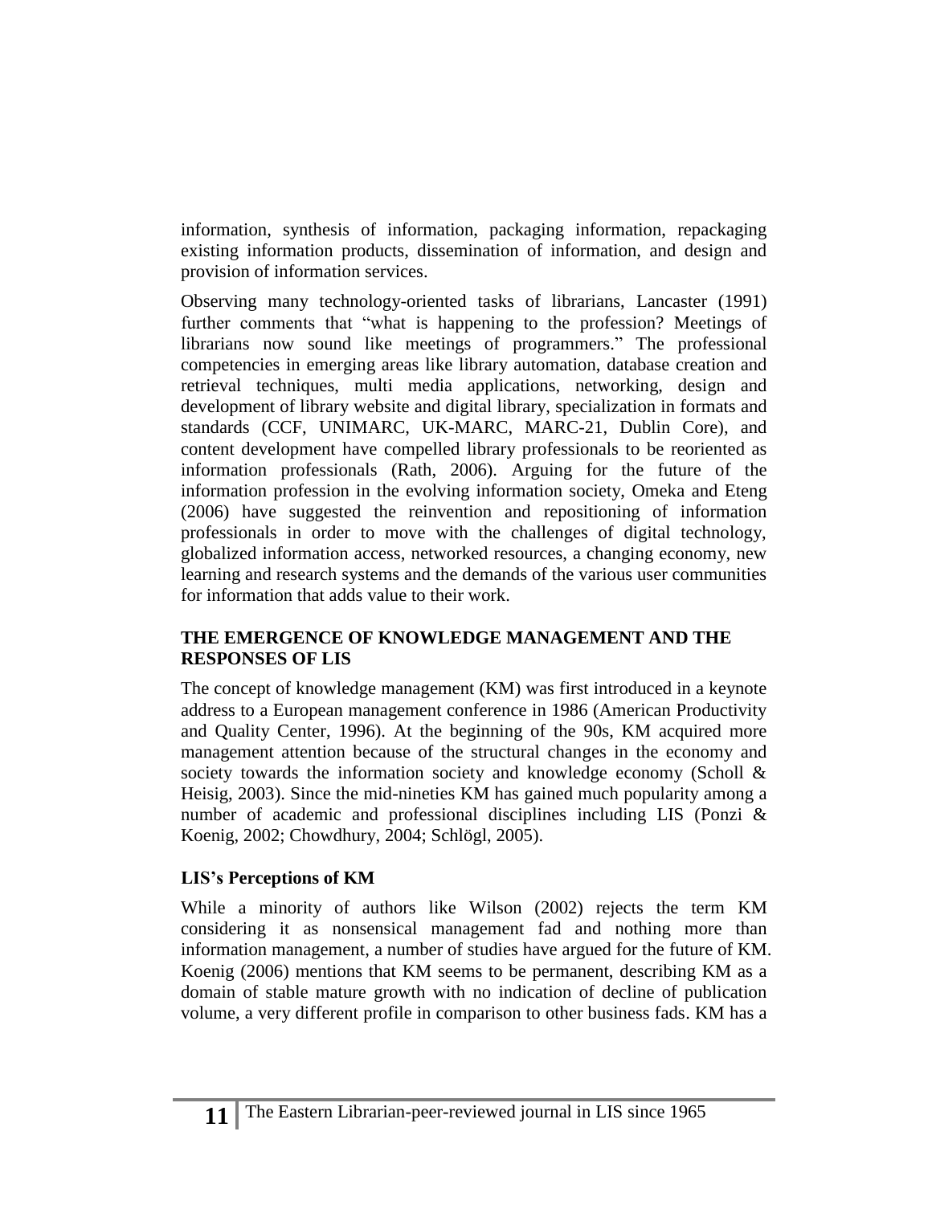information, synthesis of information, packaging information, repackaging existing information products, dissemination of information, and design and provision of information services.

Observing many technology-oriented tasks of librarians, Lancaster (1991) further comments that "what is happening to the profession? Meetings of librarians now sound like meetings of programmers." The professional competencies in emerging areas like library automation, database creation and retrieval techniques, multi media applications, networking, design and development of library website and digital library, specialization in formats and standards (CCF, UNIMARC, UK-MARC, MARC-21, Dublin Core), and content development have compelled library professionals to be reoriented as information professionals (Rath, 2006). Arguing for the future of the information profession in the evolving information society, Omeka and Eteng (2006) have suggested the reinvention and repositioning of information professionals in order to move with the challenges of digital technology, globalized information access, networked resources, a changing economy, new learning and research systems and the demands of the various user communities for information that adds value to their work.

## THE EMERGENCE OF KNOWLEDGE MANAGEMENT AND THE RESPONSES OF LIS

The concept of knowledge management (KM) was first introduced in a keynote address to a European management conference in 1986 (American Productivity and Quality Center, 1996). At the beginning of the 90s, KM acquired more management attention because of the structural changes in the economy and society towards the information society and knowledge economy (Scholl & Heisig, 2003). Since the mid-nineties KM has gained much popularity among a number of academic and professional disciplines including LIS (Ponzi & Koenig, 2002; Chowdhury, 2004; Schlögl, 2005).

### LIS's Perceptions of KM

While a minority of authors like Wilson (2002) rejects the term KM considering it as nonsensical management fad and nothing more than information management, a number of studies have argued for the future of KM. Koenig (2006) mentions that KM seems to be permanent, describing KM as a domain of stable mature growth with no indication of decline of publication volume, a very different profile in comparison to other business fads. KM has a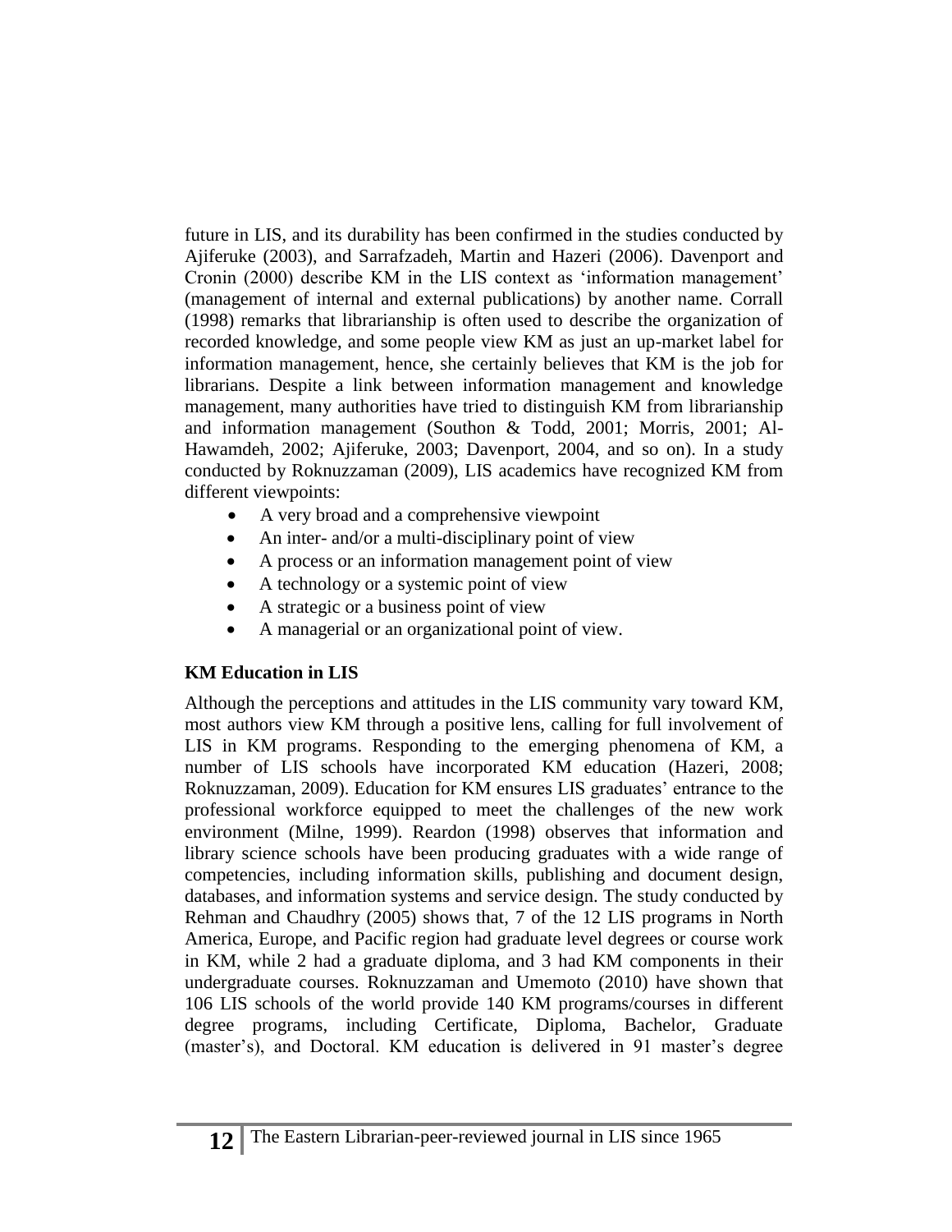future in LIS, and its durability has been confirmed in the studies conducted by Ajiferuke (2003), and Sarrafzadeh, Martin and Hazeri (2006). Davenport and Cronin (2000) describe KM in the LIS context as 'information management' (management of internal and external publications) by another name. Corrall (1998) remarks that librarianship is often used to describe the organization of recorded knowledge, and some people view KM as just an up-market label for information management, hence, she certainly believes that KM is the job for librarians. Despite a link between information management and knowledge management, many authorities have tried to distinguish KM from librarianship and information management (Southon & Todd, 2001; Morris, 2001; Al-Hawamdeh, 2002; Ajiferuke, 2003; Davenport, 2004, and so on). In a study conducted by Roknuzzaman (2009), LIS academics have recognized KM from different viewpoints:

- A very broad and a comprehensive viewpoint
- An inter- and/or a multi-disciplinary point of view
- A process or an information management point of view
- A technology or a systemic point of view
- A strategic or a business point of view
- A managerial or an organizational point of view.

**KM Education in LIS**

Although the perceptions and attitudes in the LIS community vary toward KM, most authors view KM through a positive lens, calling for full involvement of LIS in KM programs. Responding to the emerging phenomena of KM, a number of LIS schools have incorporated KM education (Hazeri, 2008; Roknuzzaman, 2009). Education for KM ensures LIS graduates' entrance to the professional workforce equipped to meet the challenges of the new work environment (Milne, 1999). Reardon (1998) observes that information and library science schools have been producing graduates with a wide range of competencies, including information skills, publishing and document design, databases, and information systems and service design. The study conducted by Rehman and Chaudhry (2005) shows that, 7 of the 12 LIS programs in North America, Europe, and Pacific region had graduate level degrees or course work in KM, while 2 had a graduate diploma, and 3 had KM components in their undergraduate courses. Roknuzzaman and Umemoto (2010) have shown that 106 LIS schools of the world provide 140 KM programs/courses in different degree programs, including Certificate, Diploma, Bachelor, Graduate (master's), and Doctoral. KM education is delivered in 91 master's degree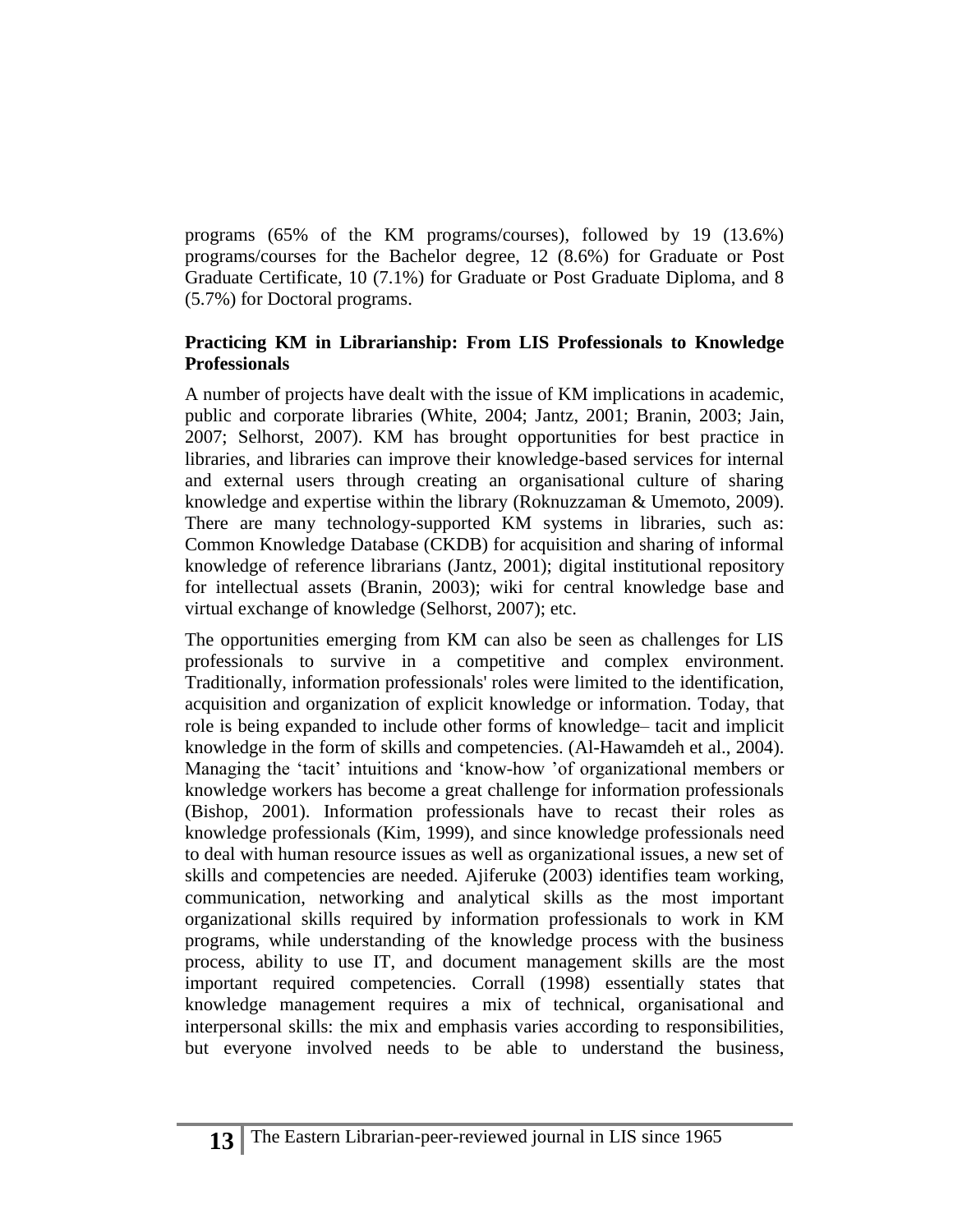programs (65% of the KM programs/courses), followed by 19 (13.6%) programs/courses for the Bachelor degree, 12 (8.6%) for Graduate or Post Graduate Certificate, 10 (7.1%) for Graduate or Post Graduate Diploma, and 8 (5.7%) for Doctoral programs.

**Practicing KM in Librarianship: From LIS Professionals to Knowledge Professionals**

A number of projects have dealt with the issue of KM implications in academic, public and corporate libraries (White, 2004; Jantz, 2001; Branin, 2003; Jain, 2007; Selhorst, 2007). KM has brought opportunities for best practice in libraries, and libraries can improve their knowledge-based services for internal and external users through creating an organisational culture of sharing knowledge and expertise within the library (Roknuzzaman & Umemoto, 2009). There are many technology-supported KM systems in libraries, such as: Common Knowledge Database (CKDB) for acquisition and sharing of informal knowledge of reference librarians (Jantz, 2001); digital institutional repository for intellectual assets (Branin, 2003); wiki for central knowledge base and virtual exchange of knowledge (Selhorst, 2007); etc.

The opportunities emerging from KM can also be seen as challenges for LIS professionals to survive in a competitive and complex environment. Traditionally, information professionals' roles were limited to the identification, acquisition and organization of explicit knowledge or information. Today, that role is being expanded to include other forms of knowledge– tacit and implicit knowledge in the form of skills and competencies. (Al-Hawamdeh et al., 2004). Managing the 'tacit' intuitions and 'know-how 'of organizational members or knowledge workers has become a great challenge for information professionals (Bishop, 2001). Information professionals have to recast their roles as knowledge professionals (Kim, 1999), and since knowledge professionals need to deal with human resource issues as well as organizational issues, a new set of skills and competencies are needed. Ajiferuke (2003) identifies team working, communication, networking and analytical skills as the most important organizational skills required by information professionals to work in KM programs, while understanding of the knowledge process with the business process, ability to use IT, and document management skills are the most important required competencies. Corrall (1998) essentially states that knowledge management requires a mix of technical, organisational and interpersonal skills: the mix and emphasis varies according to responsibilities, but everyone involved needs to be able to understand the business,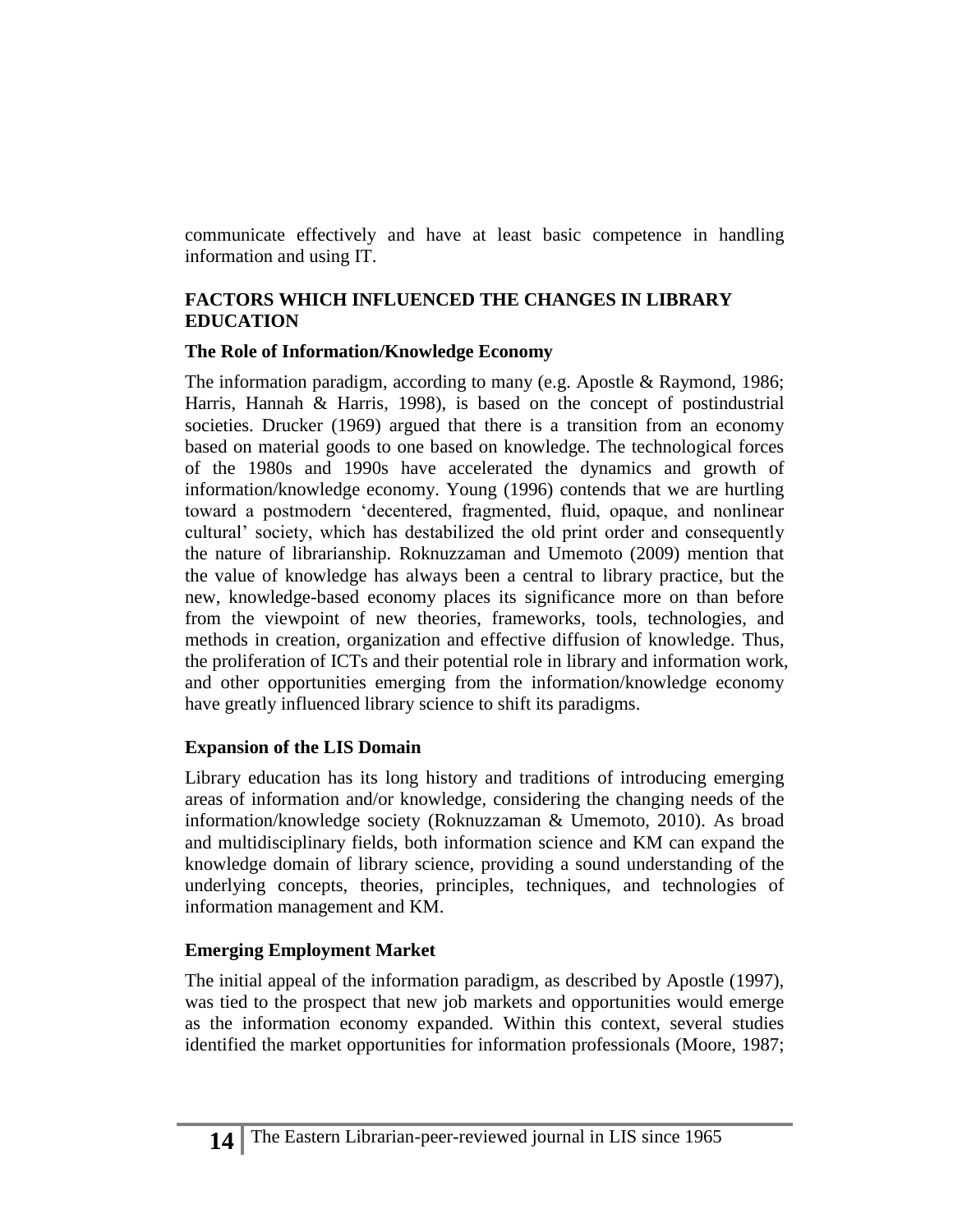communicate effectively and have at least basic competence in handling information and using IT.

## FACTORS WHICH INFLUENCED THE CHANGES IN LIBRARY EDUCATION

### The Role of Information/Knowledge Economy

The information paradigm, according to many (e.g. Apostle & Raymond, 1986; Harris, Hannah & Harris, 1998), is based on the concept of postindustrial societies. Drucker (1969) argued that there is a transition from an economy based on material goods to one based on knowledge. The technological forces of the 1980s and 1990s have accelerated the dynamics and growth of information/knowledge economy. Young (1996) contends that we are hurtling toward a postmodern 'decentered, fragmented, fluid, opaque, and nonlinear cultural' society, which has destabilized the old print order and consequently the nature of librarianship. Roknuzzaman and Umemoto (2009) mention that the value of knowledge has always been a central to library practice, but the new, knowledge-based economy places its significance more on than before from the viewpoint of new theories, frameworks, tools, technologies, and methods in creation, organization and effective diffusion of knowledge. Thus, the proliferation of ICTs and their potential role in library and information work, and other opportunities emerging from the information/knowledge economy have greatly influenced library science to shift its paradigms.

### Expansion of the LIS Domain

Library education has its long history and traditions of introducing emerging areas of information and/or knowledge, considering the changing needs of the information/knowledge society (Roknuzzaman & Umemoto, 2010). As broad and multidisciplinary fields, both information science and KM can expand the knowledge domain of library science, providing a sound understanding of the underlying concepts, theories, principles, techniques, and technologies of information management and KM.

### Emerging Employment Market

The initial appeal of the information paradigm, as described by Apostle (1997), was tied to the prospect that new job markets and opportunities would emerge as the information economy expanded. Within this context, several studies identified the market opportunities for information professionals (Moore, 1987;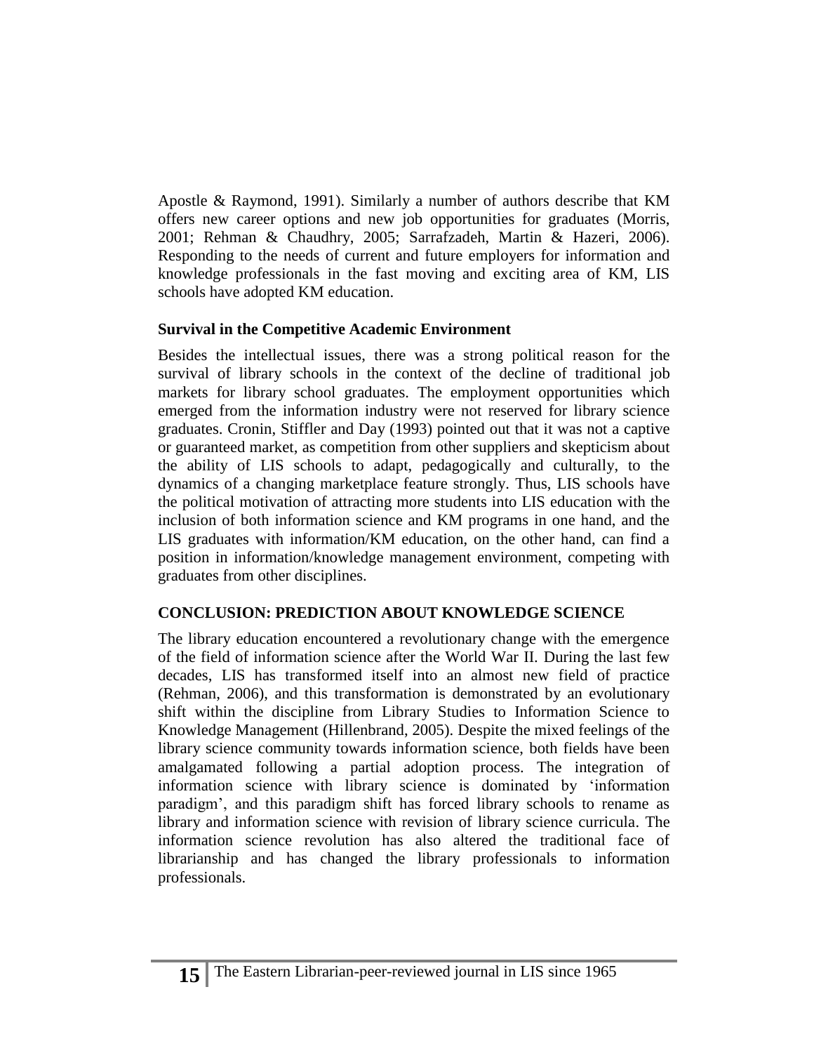Apostle & Raymond, 1991). Similarly a number of authors describe that KM offers new career options and new job opportunities for graduates (Morris, 2001; Rehman & Chaudhry, 2005; Sarrafzadeh, Martin & Hazeri, 2006). Responding to the needs of current and future employers for information and knowledge professionals in the fast moving and exciting area of KM, LIS schools have adopted KM education.

### Survival in the Competitive Academic Environment

Besides the intellectual issues, there was a strong political reason for the survival of library schools in the context of the decline of traditional job markets for library school graduates. The employment opportunities which emerged from the information industry were not reserved for library science graduates. Cronin, Stiffler and Day (1993) pointed out that it was not a captive or guaranteed market, as competition from other suppliers and skepticism about the ability of LIS schools to adapt, pedagogically and culturally, to the dynamics of a changing marketplace feature strongly. Thus, LIS schools have the political motivation of attracting more students into LIS education with the inclusion of both information science and KM programs in one hand, and the LIS graduates with information/KM education, on the other hand, can find a position in information/knowledge management environment, competing with graduates from other disciplines.

## CONCLUSION: PREDICTION ABOUT KNOWLEDGE SCIENCE

The library education encountered a revolutionary change with the emergence of the field of information science after the World War II. During the last few decades, LIS has transformed itself into an almost new field of practice (Rehman, 2006), and this transformation is demonstrated by an evolutionary shift within the discipline from Library Studies to Information Science to Knowledge Management (Hillenbrand, 2005). Despite the mixed feelings of the library science community towards information science, both fields have been amalgamated following a partial adoption process. The integration of information science with library science is dominated by 'information paradigm', and this paradigm shift has forced library schools to rename as library and information science with revision of library science curricula. The information science revolution has also altered the traditional face of librarianship and has changed the library professionals to information professionals.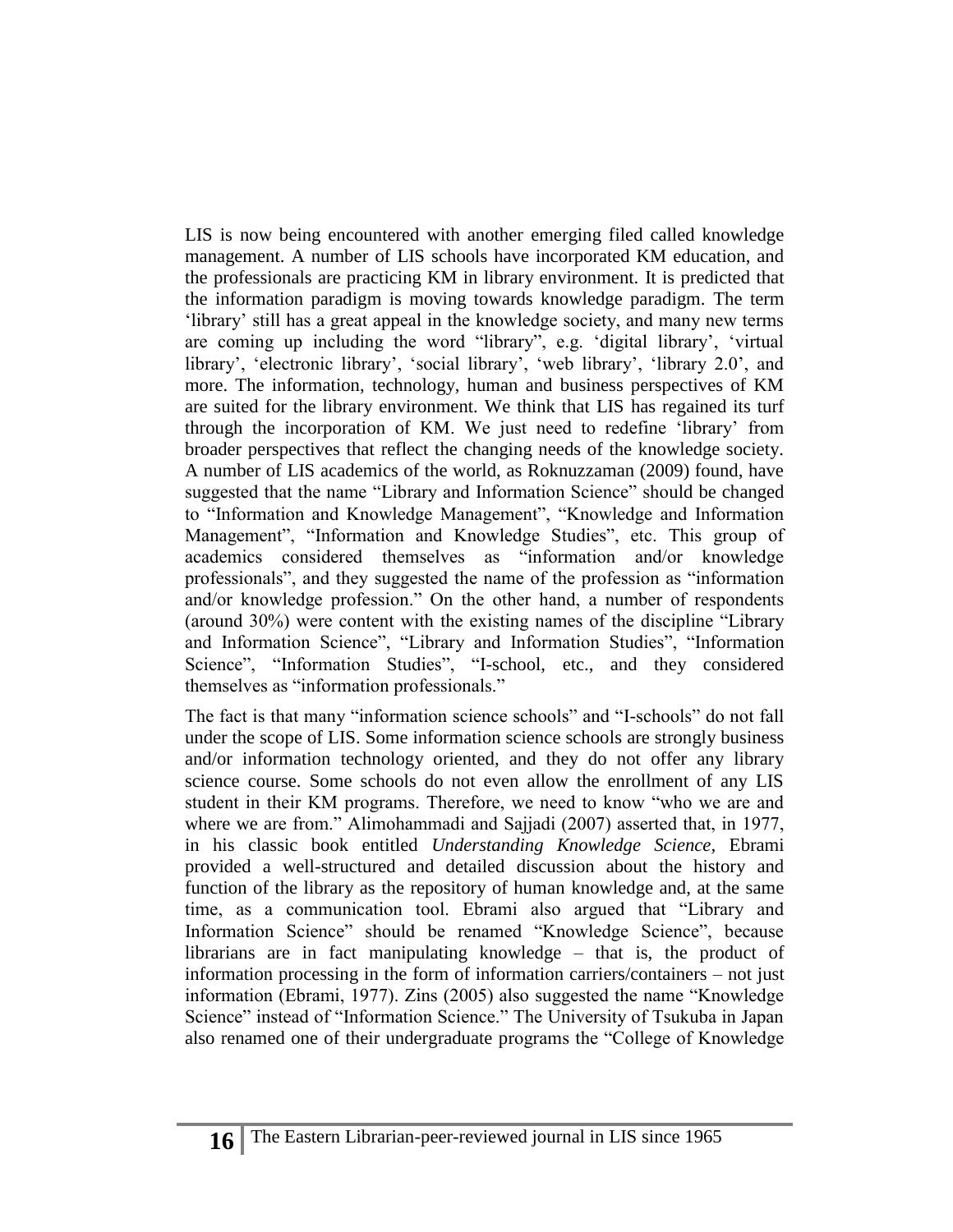LIS is now being encountered with another emerging filed called knowledge management. A number of LIS schools have incorporated KM education, and the professionals are practicing KM in library environment. It is predicted that the information paradigm is moving towards knowledge paradigm. The term 'library' still has a great appeal in the knowledge society, and many new terms are coming up including the word "library", e.g. 'digital library', 'virtual library', 'electronic library', 'social library', 'web library', 'library 2.0', and more. The information, technology, human and business perspectives of KM are suited for the library environment. We think that LIS has regained its turf through the incorporation of KM. We just need to redefine 'library' from broader perspectives that reflect the changing needs of the knowledge society. A number of LIS academics of the world, as Roknuzzaman (2009) found, have suggested that the name "Library and Information Science" should be changed to "Information and Knowledge Management", "Knowledge and Information Management", "Information and Knowledge Studies", etc. This group of academics considered themselves as "information and/or knowledge professionals", and they suggested the name of the profession as "information and/or knowledge profession." On the other hand, a number of respondents (around 30%) were content with the existing names of the discipline "Library and Information Science", "Library and Information Studies", "Information Science", "Information Studies", "I-school, etc., and they considered themselves as "information professionals."

The fact is that many "information science schools" and "I-schools" do not fall under the scope of LIS. Some information science schools are strongly business and/or information technology oriented, and they do not offer any library science course. Some schools do not even allow the enrollment of any LIS student in their KM programs. Therefore, we need to know "who we are and where we are from." Alimohammadi and Sajjadi (2007) asserted that, in 1977, in his classic book entitled *Understanding Knowledge Science*, Ebrami provided a well-structured and detailed discussion about the history and function of the library as the repository of human knowledge and, at the same time, as a communication tool. Ebrami also argued that "Library and Information Science" should be renamed "Knowledge Science", because librarians are in fact manipulating knowledge – that is, the product of information processing in the form of information carriers/containers – not just information (Ebrami, 1977). Zins (2005) also suggested the name "Knowledge Science" instead of "Information Science." The University of Tsukuba in Japan also renamed one of their undergraduate programs the "College of Knowledge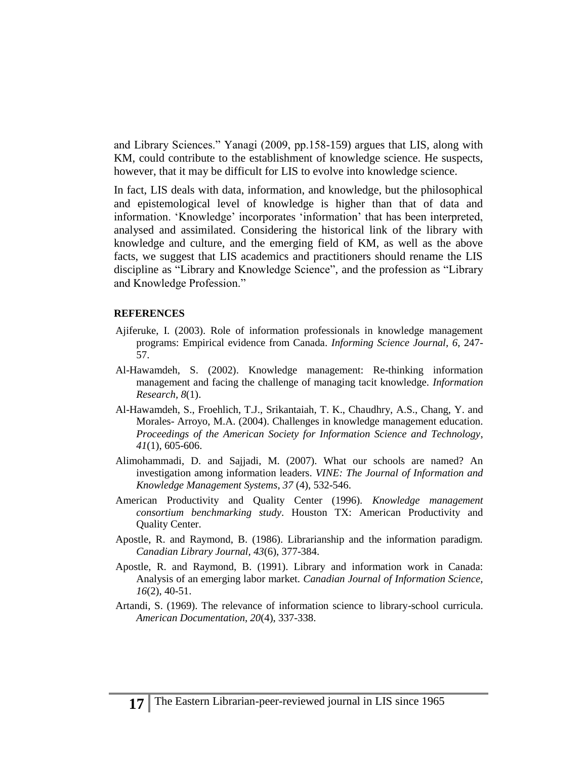and Library Sciences." Yanagi (2009, pp.158-159) argues that LIS, along with KM, could contribute to the establishment of knowledge science. He suspects, however, that it may be difficult for LIS to evolve into knowledge science.

In fact, LIS deals with data, information, and knowledge, but the philosophical and epistemological level of knowledge is higher than that of data and information. 'Knowledge' incorporates 'information' that has been interpreted, analysed and assimilated. Considering the historical link of the library with knowledge and culture, and the emerging field of KM, as well as the above facts, we suggest that LIS academics and practitioners should rename the LIS discipline as "Library and Knowledge Science", and the profession as "Library and Knowledge Profession."

## REFERENCES

Ajiferuke, I. (2003). Role of information professionals in knowledge management programs: Empirical evidence from Canada. *Informing Science Journal*, *6*, 247-57.

Al-Hawamdeh, S. (2002). Knowledge management: Re-thinking information management and facing the challenge of managing tacit knowledge. *Information Research*, *8*(1).

Al-Hawamdeh, S., Froehlich, T.J., Srikantaiah, T. K., Chaudhry, A.S., Chang, Y. and Morales- Arroyo, M.A. (2004). Challenges in knowledge management education. *Proceedings of the American Society for Information Science and Technology*, *41*(1), 605-606.

Alimohammadi, D. and Sajjadi, M. (2007). What our schools are named? An investigation among information leaders. *VINE: The Journal of Information and Knowledge Management Systems*, *37* (4), 532-546.

American Productivity and Quality Center (1996). *Knowledge management consortium benchmarking study*. Houston TX: American Productivity and Quality Center.

Apostle, R. and Raymond, B. (1986). Librarianship and the information paradigm. *Canadian Library Journal, 43*(6), 377-384.

Apostle, R. and Raymond, B. (1991). Library and information work in Canada: Analysis of an emerging labor market. *Canadian Journal of Information Science*, *16*(2), 40-51.

Artandi, S. (1969). The relevance of information science to library-school curricula. *American Documentation*, *20*(4), 337-338.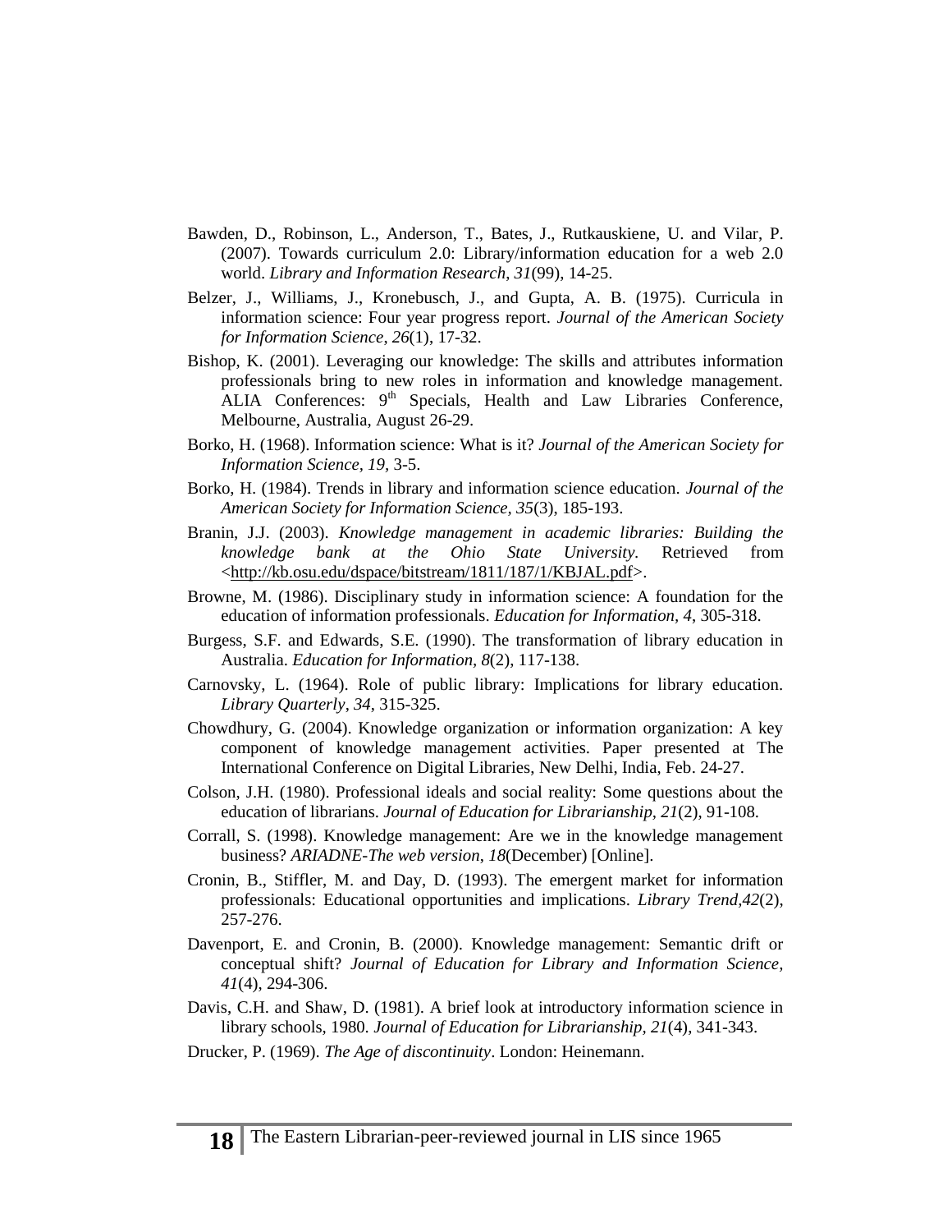Bawden, D., Robinson, L., Anderson, T., Bates, J., Rutkauskiene, U. and Vilar, P. (2007). Towards curriculum 2.0: Library/information education for a web 2.0 world. *Library and Information Research*, *31*(99), 14-25.

Belzer, J., Williams, J., Kronebusch, J., and Gupta, A. B. (1975). Curricula in information science: Four year progress report. *Journal of the American Society for Information Science*, *26*(1), 17-32.

Bishop, K. (2001). Leveraging our knowledge: The skills and attributes information professionals bring to new roles in information and knowledge management. ALIA Conferences: 9th Specials, Health and Law Libraries Conference, Melbourne, Australia, August 26-29.

Borko, H. (1968). Information science: What is it? *Journal of the American Society for Information Science*, *19*, 3-5.

Borko, H. (1984). Trends in library and information science education. *Journal of the American Society for Information Science, 35*(3), 185-193.

Branin, J.J. (2003). *Knowledge management in academic libraries: Building the knowledge bank at the Ohio State University.* Retrieved from <http://kb.osu.edu/dspace/bitstream/1811/187/1/KBJAL.pdf>.

Browne, M. (1986). Disciplinary study in information science: A foundation for the education of information professionals. *Education for Information*, *4*, 305-318.

Burgess, S.F. and Edwards, S.E. (1990). The transformation of library education in Australia. *Education for Information, 8*(2), 117-138.

Carnovsky, L. (1964). Role of public library: Implications for library education. *Library Quarterly*, *34*, 315-325.

Chowdhury, G. (2004). Knowledge organization or information organization: A key component of knowledge management activities. Paper presented at The International Conference on Digital Libraries, New Delhi, India, Feb. 24-27.

Colson, J.H. (1980). Professional ideals and social reality: Some questions about the education of librarians. *Journal of Education for Librarianship, 21*(2), 91-108.

Corrall, S. (1998). Knowledge management: Are we in the knowledge management business? *ARIADNE-The web version*, *18*(December) [Online].

Cronin, B., Stiffler, M. and Day, D. (1993). The emergent market for information professionals: Educational opportunities and implications. *Library Trend,42*(2), 257-276.

Davenport, E. and Cronin, B. (2000). Knowledge management: Semantic drift or conceptual shift? *Journal of Education for Library and Information Science, 41*(4), 294-306.

Davis, C.H. and Shaw, D. (1981). A brief look at introductory information science in library schools, 1980. *Journal of Education for Librarianship, 21*(4), 341-343.

Drucker, P. (1969). *The Age of discontinuity*. London: Heinemann.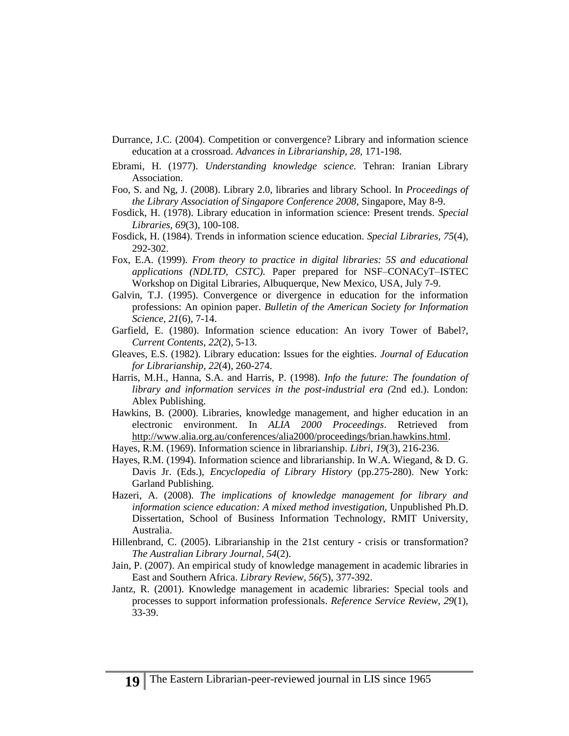Durrance, J.C. (2004). Competition or convergence? Library and information science education at a crossroad. *Advances in Librarianship, 28*, 171-198.

Ebrami, H. (1977). *Understanding knowledge science.* Tehran: Iranian Library Association.

Foo, S. and Ng, J. (2008). Library 2.0, libraries and library School. In *Proceedings of the Library Association of Singapore Conference 2008*, Singapore, May 8-9.

Fosdick, H. (1978). Library education in information science: Present trends. *Special Libraries, 69*(3), 100-108.

Fosdick, H. (1984). Trends in information science education. *Special Libraries, 75*(4), 292-302.

Fox, E.A. (1999). *From theory to practice in digital libraries: 5S and educational applications (NDLTD, CSTC).* Paper prepared for NSF–CONACyT–ISTEC Workshop on Digital Libraries, Albuquerque, New Mexico, USA, July 7-9.

Galvin, T.J. (1995). Convergence or divergence in education for the information professions: An opinion paper. *Bulletin of the American Society for Information Science, 21*(6), 7-14.

Garfield, E. (1980). Information science education: An ivory Tower of Babel?, *Current Contents, 22*(2), 5-13.

Gleaves, E.S. (1982). Library education: Issues for the eighties. *Journal of Education for Librarianship*, *22*(4), 260-274.

Harris, M.H., Hanna, S.A. and Harris, P. (1998). *Info the future: The foundation of library and information services in the post-industrial era (*2nd ed.). London: Ablex Publishing.

Hawkins, B. (2000). Libraries, knowledge management, and higher education in an electronic environment. In *ALIA 2000 Proceedings*. Retrieved from http://www.alia.org.au/conferences/alia2000/proceedings/brian.hawkins.html.

Hayes, R.M. (1969). Information science in librarianship. *Libri, 19*(3), 216-236.

Hayes, R.M. (1994). Information science and librarianship. In W.A. Wiegand, & D. G. Davis Jr. (Eds.), *Encyclopedia of Library History* (pp.275-280). New York: Garland Publishing.

Hazeri, A. (2008). *The implications of knowledge management for library and information science education: A mixed method investigation,* Unpublished Ph.D. Dissertation, School of Business Information Technology, RMIT University, Australia.

Hillenbrand, C. (2005). Librarianship in the 21st century - crisis or transformation? *The Australian Library Journal, 54*(2).

Jain, P. (2007). An empirical study of knowledge management in academic libraries in East and Southern Africa. *Library Review, 56(*5), 377-392.

Jantz, R. (2001). Knowledge management in academic libraries: Special tools and processes to support information professionals. *Reference Service Review, 29*(1), 33-39.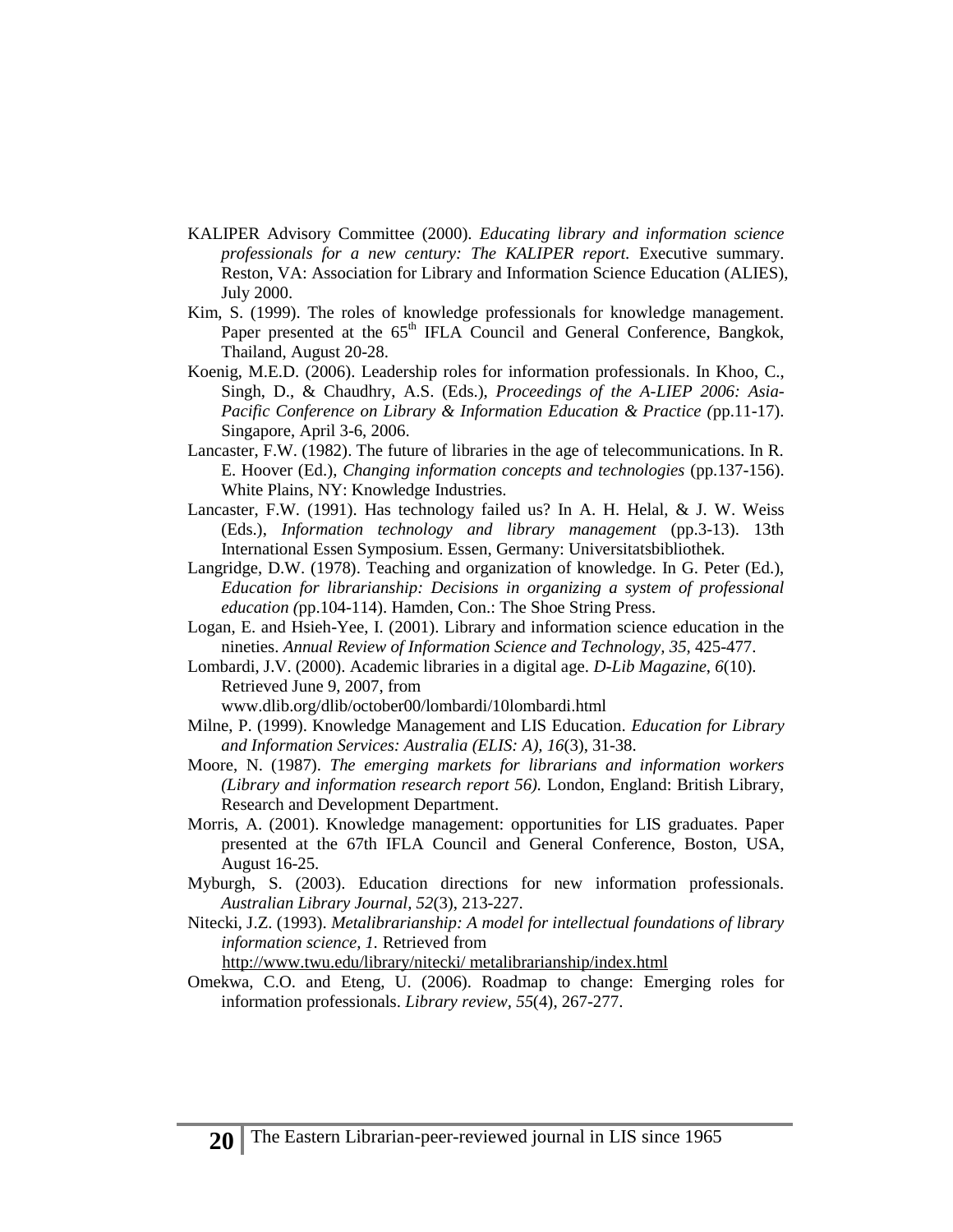KALIPER Advisory Committee (2000). *Educating library and information science professionals for a new century: The KALIPER report.* Executive summary. Reston, VA: Association for Library and Information Science Education (ALIES), July 2000.

Kim, S. (1999). The roles of knowledge professionals for knowledge management. Paper presented at the 65th IFLA Council and General Conference, Bangkok, Thailand, August 20-28.

Koenig, M.E.D. (2006). Leadership roles for information professionals. In Khoo, C., Singh, D., & Chaudhry, A.S. (Eds.), *Proceedings of the A-LIEP 2006: Asia-Pacific Conference on Library & Information Education & Practice (*pp.11-17). Singapore, April 3-6, 2006.

Lancaster, F.W. (1982). The future of libraries in the age of telecommunications. In R. E. Hoover (Ed.), *Changing information concepts and technologies* (pp.137-156). White Plains, NY: Knowledge Industries.

Lancaster, F.W. (1991). Has technology failed us? In A. H. Helal, & J. W. Weiss (Eds.), *Information technology and library management* (pp.3-13). 13th International Essen Symposium. Essen, Germany: Universitatsbibliothek.

Langridge, D.W. (1978). Teaching and organization of knowledge. In G. Peter (Ed.), *Education for librarianship: Decisions in organizing a system of professional education (*pp.104-114). Hamden, Con.: The Shoe String Press.

Logan, E. and Hsieh-Yee, I. (2001). Library and information science education in the nineties. *Annual Review of Information Science and Technology, 35*, 425-477.

Lombardi, J.V. (2000). Academic libraries in a digital age. *D-Lib Magazine*, *6*(10). Retrieved June 9, 2007, from www.dlib.org/dlib/october00/lombardi/10lombardi.html

Milne, P. (1999). Knowledge Management and LIS Education. *Education for Library and Information Services: Australia (ELIS: A), 16*(3), 31-38.

Moore, N. (1987). *The emerging markets for librarians and information workers (Library and information research report 56).* London, England: British Library, Research and Development Department.

Morris, A. (2001). Knowledge management: opportunities for LIS graduates. Paper presented at the 67th IFLA Council and General Conference, Boston, USA, August 16-25.

Myburgh, S. (2003). Education directions for new information professionals. *Australian Library Journal, 52*(3), 213-227.

Nitecki, J.Z. (1993). *Metalibrarianship: A model for intellectual foundations of library information science, 1.* Retrieved from http://www.twu.edu/library/nitecki/ metalibrarianship/index.html

Omekwa, C.O. and Eteng, U. (2006). Roadmap to change: Emerging roles for information professionals. *Library review, 55*(4), 267-277.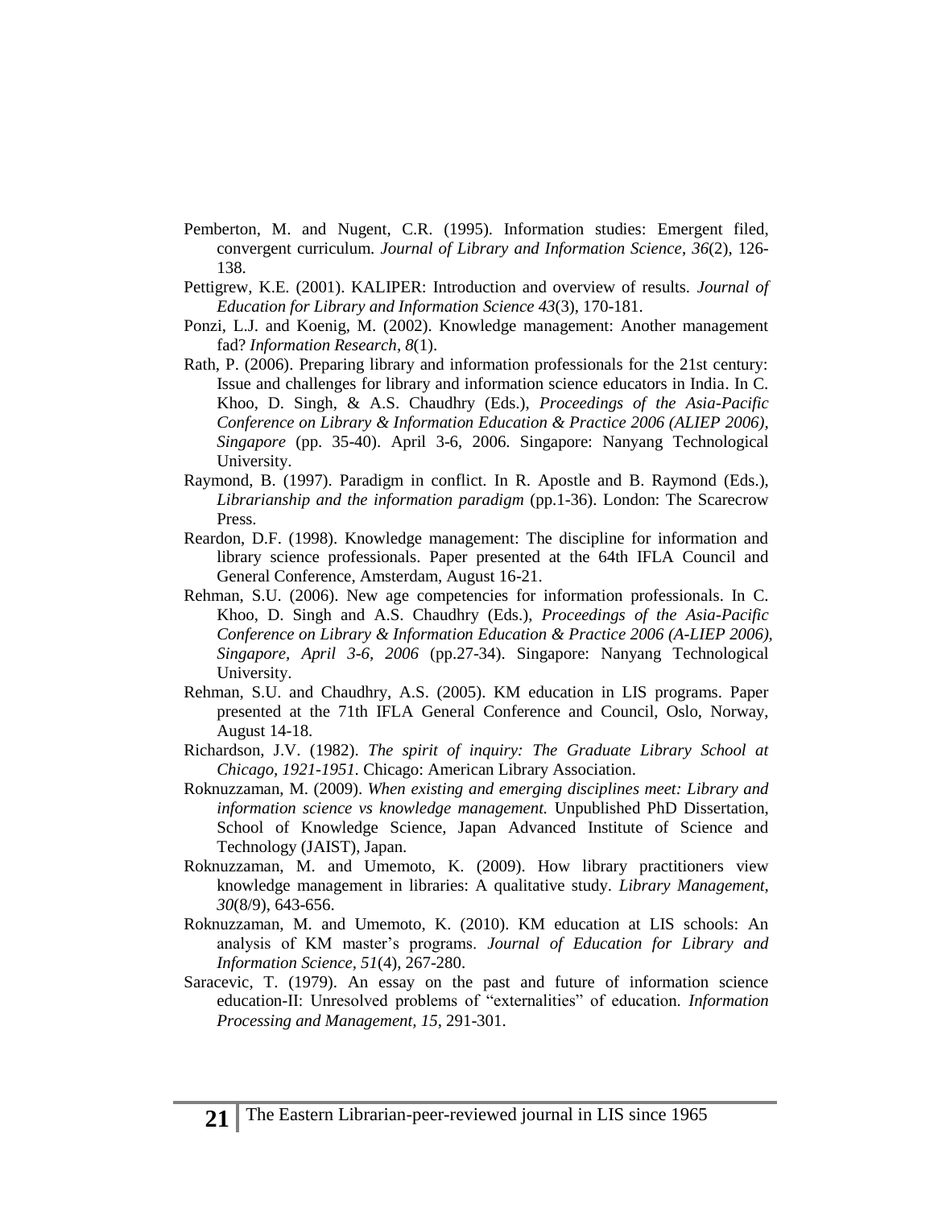Pemberton, M. and Nugent, C.R. (1995). Information studies: Emergent filed, convergent curriculum. *Journal of Library and Information Science*, *36*(2), 126-138.

Pettigrew, K.E. (2001). KALIPER: Introduction and overview of results. *Journal of Education for Library and Information Science 43*(3), 170-181.

Ponzi, L.J. and Koenig, M. (2002). Knowledge management: Another management fad? *Information Research*, *8*(1).

Rath, P. (2006). Preparing library and information professionals for the 21st century: Issue and challenges for library and information science educators in India. In C. Khoo, D. Singh, & A.S. Chaudhry (Eds.), *Proceedings of the Asia-Pacific Conference on Library & Information Education & Practice 2006 (ALIEP 2006), Singapore* (pp. 35-40). April 3-6, 2006. Singapore: Nanyang Technological University.

Raymond, B. (1997). Paradigm in conflict. In R. Apostle and B. Raymond (Eds.), *Librarianship and the information paradigm* (pp.1-36). London: The Scarecrow Press.

Reardon, D.F. (1998). Knowledge management: The discipline for information and library science professionals. Paper presented at the 64th IFLA Council and General Conference, Amsterdam, August 16-21.

Rehman, S.U. (2006). New age competencies for information professionals. In C. Khoo, D. Singh and A.S. Chaudhry (Eds.), *Proceedings of the Asia-Pacific Conference on Library & Information Education & Practice 2006 (A-LIEP 2006), Singapore, April 3-6, 2006* (pp.27-34). Singapore: Nanyang Technological University.

Rehman, S.U. and Chaudhry, A.S. (2005). KM education in LIS programs. Paper presented at the 71th IFLA General Conference and Council, Oslo, Norway, August 14-18.

Richardson, J.V. (1982). *The spirit of inquiry: The Graduate Library School at Chicago, 1921-1951.* Chicago: American Library Association.

Roknuzzaman, M. (2009). *When existing and emerging disciplines meet: Library and information science vs knowledge management.* Unpublished PhD Dissertation, School of Knowledge Science, Japan Advanced Institute of Science and Technology (JAIST), Japan.

Roknuzzaman, M. and Umemoto, K. (2009). How library practitioners view knowledge management in libraries: A qualitative study. *Library Management*, *30*(8/9), 643-656.

Roknuzzaman, M. and Umemoto, K. (2010). KM education at LIS schools: An analysis of KM master's programs. *Journal of Education for Library and Information Science*, *51*(4), 267-280.

Saracevic, T. (1979). An essay on the past and future of information science education-II: Unresolved problems of "externalities" of education. *Information Processing and Management*, *15*, 291-301.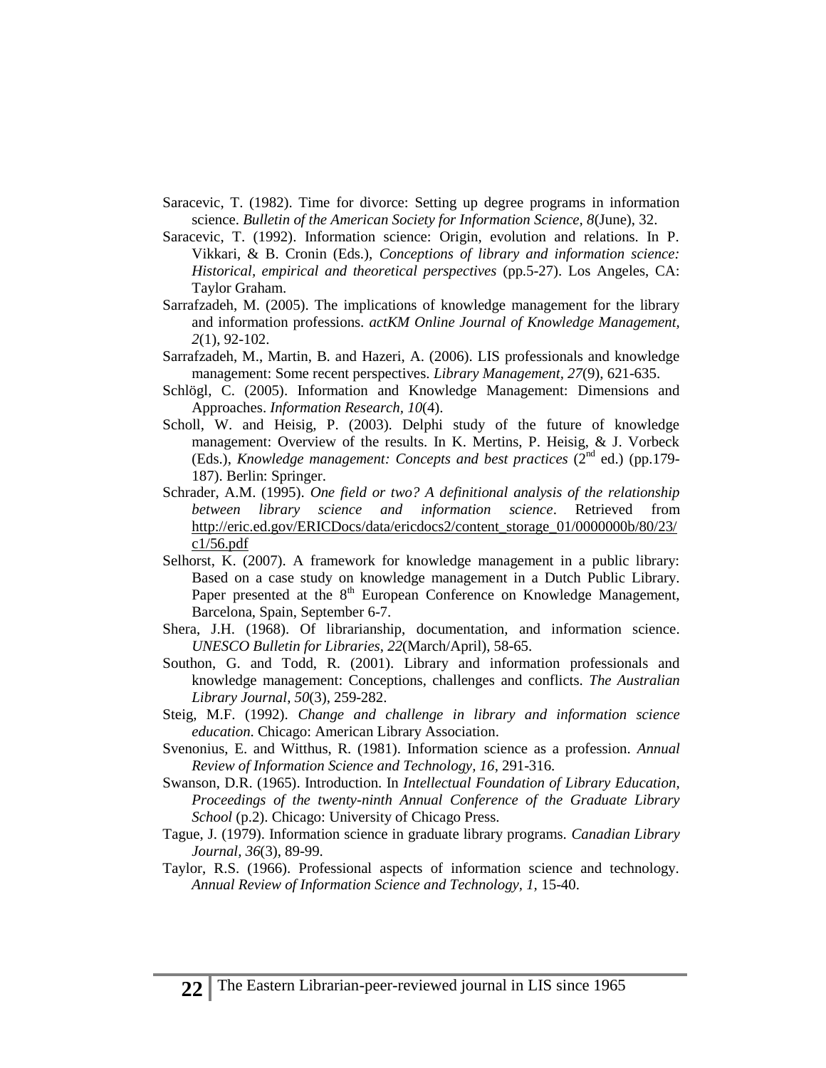Saracevic, T. (1982). Time for divorce: Setting up degree programs in information science. *Bulletin of the American Society for Information Science, 8*(June), 32.

Saracevic, T. (1992). Information science: Origin, evolution and relations. In P. Vikkari, & B. Cronin (Eds.), *Conceptions of library and information science: Historical, empirical and theoretical perspectives* (pp.5-27). Los Angeles, CA: Taylor Graham.

Sarrafzadeh, M. (2005). The implications of knowledge management for the library and information professions. *actKM Online Journal of Knowledge Management, 2*(1), 92-102.

Sarrafzadeh, M., Martin, B. and Hazeri, A. (2006). LIS professionals and knowledge management: Some recent perspectives. *Library Management, 27*(9), 621-635.

Schlögl, C. (2005). Information and Knowledge Management: Dimensions and Approaches. *Information Research, 10*(4).

Scholl, W. and Heisig, P. (2003). Delphi study of the future of knowledge management: Overview of the results. In K. Mertins, P. Heisig, & J. Vorbeck (Eds.), *Knowledge management: Concepts and best practices* (2nd ed.) (pp.179-187). Berlin: Springer.

Schrader, A.M. (1995). *One field or two? A definitional analysis of the relationship between library science and information science*. Retrieved from http://eric.ed.gov/ERICDocs/data/ericdocs2/content_storage_01/0000000b/80/23/c1/56.pdf

Selhorst, K. (2007). A framework for knowledge management in a public library: Based on a case study on knowledge management in a Dutch Public Library. Paper presented at the 8th European Conference on Knowledge Management, Barcelona, Spain, September 6-7.

Shera, J.H. (1968). Of librarianship, documentation, and information science. *UNESCO Bulletin for Libraries*, *22*(March/April), 58-65.

Southon, G. and Todd, R. (2001). Library and information professionals and knowledge management: Conceptions, challenges and conflicts. *The Australian Library Journal*, *50*(3), 259-282.

Steig, M.F. (1992). *Change and challenge in library and information science education*. Chicago: American Library Association.

Svenonius, E. and Witthus, R. (1981). Information science as a profession. *Annual Review of Information Science and Technology, 16*, 291-316.

Swanson, D.R. (1965). Introduction. In *Intellectual Foundation of Library Education, Proceedings of the twenty-ninth Annual Conference of the Graduate Library School* (p.2). Chicago: University of Chicago Press.

Tague, J. (1979). Information science in graduate library programs. *Canadian Library Journal, 36*(3), 89-99.

Taylor, R.S. (1966). Professional aspects of information science and technology. *Annual Review of Information Science and Technology, 1*, 15-40.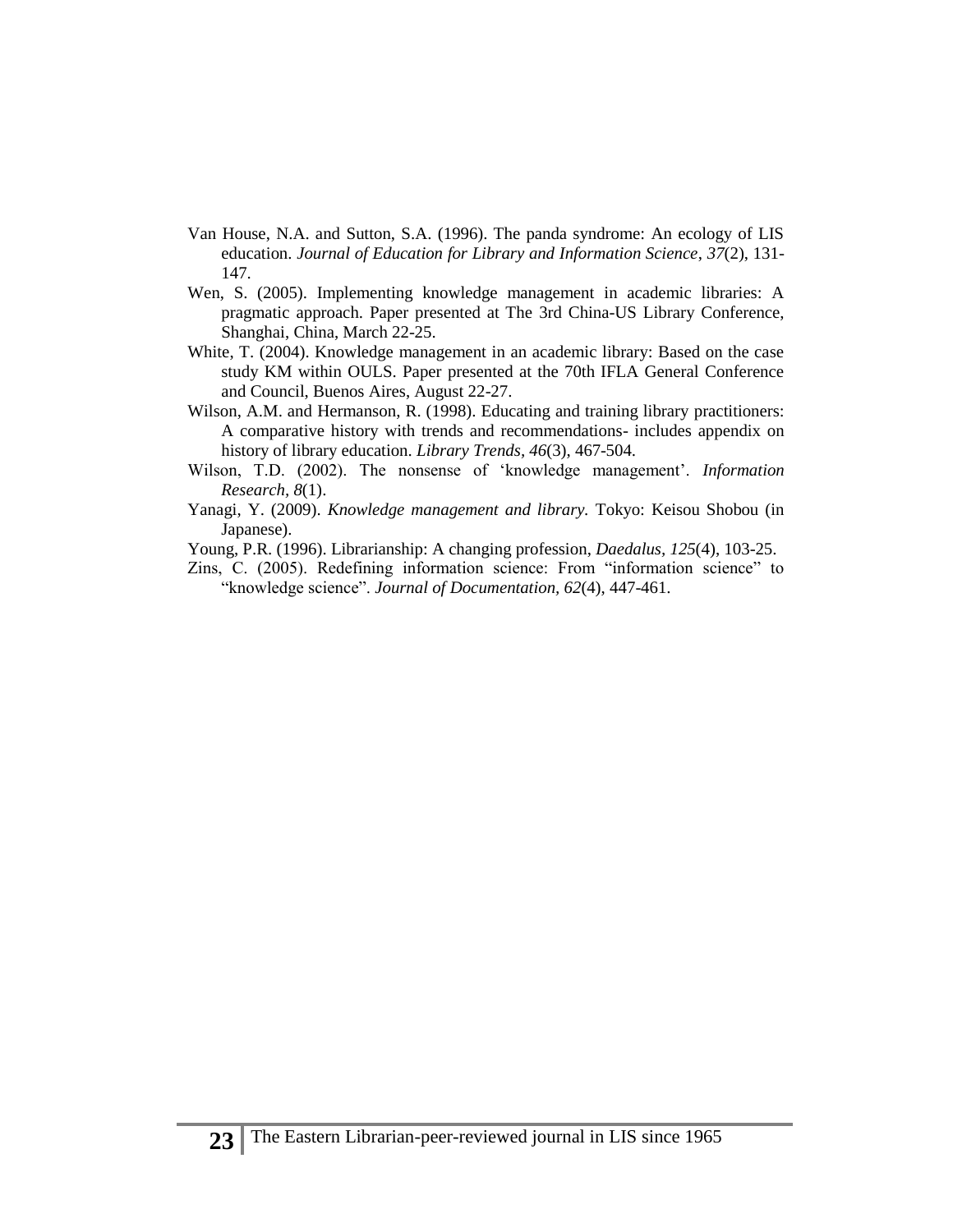Van House, N.A. and Sutton, S.A. (1996). The panda syndrome: An ecology of LIS education. *Journal of Education for Library and Information Science*, *37*(2), 131-147.

Wen, S. (2005). Implementing knowledge management in academic libraries: A pragmatic approach. Paper presented at The 3rd China-US Library Conference, Shanghai, China, March 22-25.

White, T. (2004). Knowledge management in an academic library: Based on the case study KM within OULS. Paper presented at the 70th IFLA General Conference and Council, Buenos Aires, August 22-27.

Wilson, A.M. and Hermanson, R. (1998). Educating and training library practitioners: A comparative history with trends and recommendations- includes appendix on history of library education. *Library Trends*, *46*(3), 467-504.

Wilson, T.D. (2002). The nonsense of 'knowledge management'. *Information Research*, *8*(1).

Yanagi, Y. (2009). *Knowledge management and library*. Tokyo: Keisou Shobou (in Japanese).

Young, P.R. (1996). Librarianship: A changing profession, *Daedalus, 125*(4), 103-25.

Zins, C. (2005). Redefining information science: From "information science" to "knowledge science". *Journal of Documentation, 62*(4), 447-461.